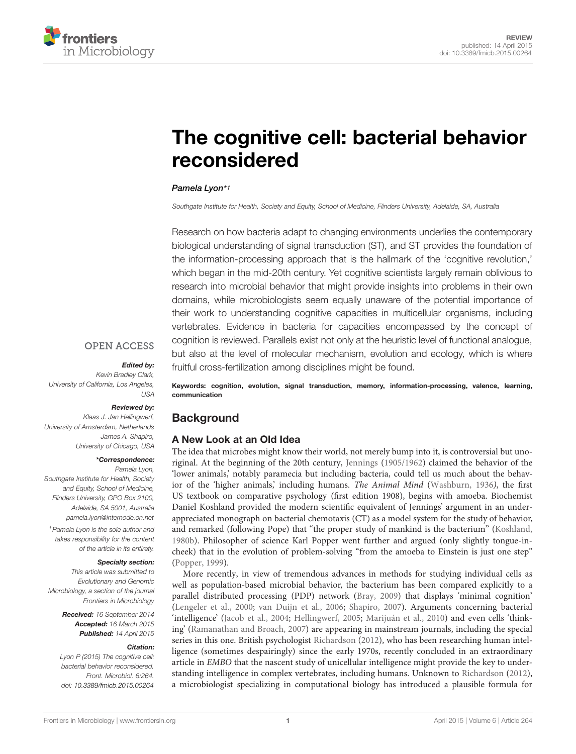REVIEW
published: 14 April 2015
doi: 10.3389/fmicb.2015.00264

# The cognitive cell: bacterial behavior reconsidered

*Pamela Lyon\*†*

*Southgate Institute for Health, Society and Equity, School of Medicine, Flinders University, Adelaide, SA, Australia*

Research on how bacteria adapt to changing environments underlies the contemporary biological understanding of signal transduction (ST), and ST provides the foundation of the information-processing approach that is the hallmark of the 'cognitive revolution,' which began in the mid-20th century. Yet cognitive scientists largely remain oblivious to research into microbial behavior that might provide insights into problems in their own domains, while microbiologists seem equally unaware of the potential importance of their work to understanding cognitive capacities in multicellular organisms, including vertebrates. Evidence in bacteria for capacities encompassed by the concept of cognition is reviewed. Parallels exist not only at the heuristic level of functional analogue, but also at the level of molecular mechanism, evolution and ecology, which is where fruitful cross-fertilization among disciplines might be found.

**Keywords: cognition, evolution, signal transduction, memory, information-processing, valence, learning, communication**

OPEN ACCESS

***Edited by:***
Kevin Bradley Clark, University of California, Los Angeles, USA

***Reviewed by:***
Klaas J. Jan Hellingwerf, University of Amsterdam, Netherlands
James A. Shapiro, University of Chicago, USA

***\*Correspondence:***
Pamela Lyon, Southgate Institute for Health, Society and Equity, School of Medicine, Flinders University, GPO Box 2100, Adelaide, SA 5001, Australia
pamela.lyon@internode.on.net

*†Pamela Lyon is the sole author and takes responsibility for the content of the article in its entirety.*

***Specialty section:***
*This article was submitted to Evolutionary and Genomic Microbiology, a section of the journal Frontiers in Microbiology*

***Received:*** *16 September 2014*
***Accepted:*** *16 March 2015*
***Published:*** *14 April 2015*

***Citation:***
*Lyon P (2015) The cognitive cell: bacterial behavior reconsidered. Front. Microbiol. 6:264. doi: 10.3389/fmicb.2015.00264*

## Background

### A New Look at an Old Idea

The idea that microbes might know their world, not merely bump into it, is controversial but unoriginal. At the beginning of the 20th century, Jennings (1905/1962) claimed the behavior of the 'lower animals,' notably paramecia but including bacteria, could tell us much about the behavior of the 'higher animals,' including humans. *The Animal Mind* (Washburn, 1936*)*, the first US textbook on comparative psychology (first edition 1908), begins with amoeba. Biochemist Daniel Koshland provided the modern scientific equivalent of Jennings' argument in an under-appreciated monograph on bacterial chemotaxis (CT) as a model system for the study of behavior, and remarked (following Pope) that "the proper study of mankind is the bacterium" (Koshland, 1980b). Philosopher of science Karl Popper went further and argued (only slightly tongue-in-cheek) that in the evolution of problem-solving "from the amoeba to Einstein is just one step" (Popper, 1999).

More recently, in view of tremendous advances in methods for studying individual cells as well as population-based microbial behavior, the bacterium has been compared explicitly to a parallel distributed processing (PDP) network (Bray, 2009) that displays 'minimal cognition' (Lengeler et al., 2000; van Duijn et al., 2006; Shapiro, 2007). Arguments concerning bacterial 'intelligence' (Jacob et al., 2004; Hellingwerf, 2005; Marijuán et al., 2010) and even cells 'thinking' (Ramanathan and Broach, 2007) are appearing in mainstream journals, including the special series in this one. British psychologist Richardson (2012), who has been researching human intelligence (sometimes despairingly) since the early 1970s, recently concluded in an extraordinary article in *EMBO* that the nascent study of unicellular intelligence might provide the key to understanding intelligence in complex vertebrates, including humans. Unknown to Richardson (2012), a microbiologist specializing in computational biology has introduced a plausible formula for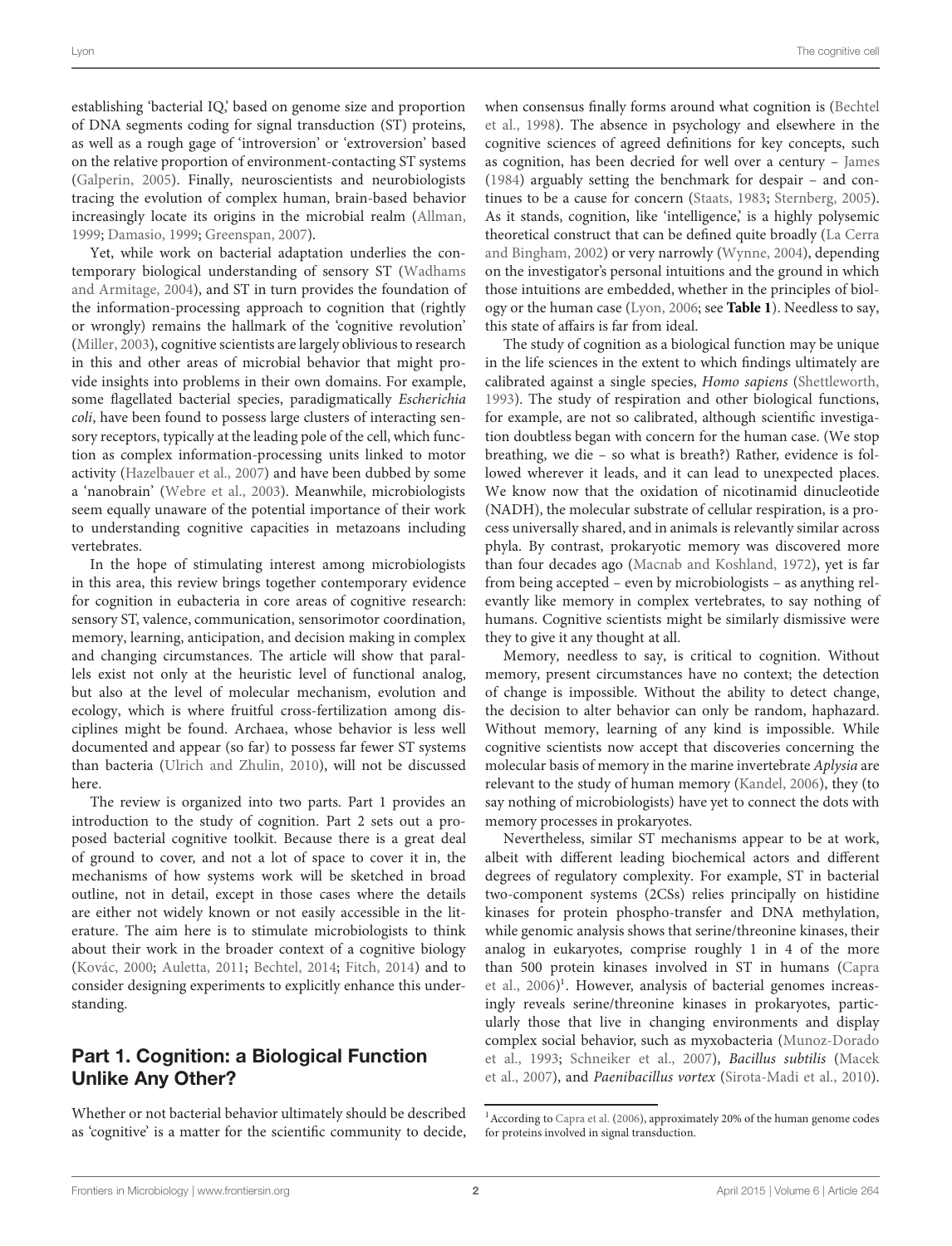establishing 'bacterial IQ,' based on genome size and proportion of DNA segments coding for signal transduction (ST) proteins, as well as a rough gage of 'introversion' or 'extroversion' based on the relative proportion of environment-contacting ST systems (Galperin, 2005). Finally, neuroscientists and neurobiologists tracing the evolution of complex human, brain-based behavior increasingly locate its origins in the microbial realm (Allman, 1999; Damasio, 1999; Greenspan, 2007).

Yet, while work on bacterial adaptation underlies the contemporary biological understanding of sensory ST (Wadhams and Armitage, 2004), and ST in turn provides the foundation of the information-processing approach to cognition that (rightly or wrongly) remains the hallmark of the 'cognitive revolution' (Miller, 2003), cognitive scientists are largely oblivious to research in this and other areas of microbial behavior that might provide insights into problems in their own domains. For example, some flagellated bacterial species, paradigmatically *Escherichia coli*, have been found to possess large clusters of interacting sensory receptors, typically at the leading pole of the cell, which function as complex information-processing units linked to motor activity (Hazelbauer et al., 2007) and have been dubbed by some a 'nanobrain' (Webre et al., 2003). Meanwhile, microbiologists seem equally unaware of the potential importance of their work to understanding cognitive capacities in metazoans including vertebrates.

In the hope of stimulating interest among microbiologists in this area, this review brings together contemporary evidence for cognition in eubacteria in core areas of cognitive research: sensory ST, valence, communication, sensorimotor coordination, memory, learning, anticipation, and decision making in complex and changing circumstances. The article will show that parallels exist not only at the heuristic level of functional analog, but also at the level of molecular mechanism, evolution and ecology, which is where fruitful cross-fertilization among disciplines might be found. Archaea, whose behavior is less well documented and appear (so far) to possess far fewer ST systems than bacteria (Ulrich and Zhulin, 2010), will not be discussed here.

The review is organized into two parts. Part 1 provides an introduction to the study of cognition. Part 2 sets out a proposed bacterial cognitive toolkit. Because there is a great deal of ground to cover, and not a lot of space to cover it in, the mechanisms of how systems work will be sketched in broad outline, not in detail, except in those cases where the details are either not widely known or not easily accessible in the literature. The aim here is to stimulate microbiologists to think about their work in the broader context of a cognitive biology (Kovác, 2000; Auletta, 2011; Bechtel, 2014; Fitch, 2014) and to consider designing experiments to explicitly enhance this understanding.

## Part 1. Cognition: a Biological Function Unlike Any Other?

Whether or not bacterial behavior ultimately should be described as 'cognitive' is a matter for the scientific community to decide, when consensus finally forms around what cognition is (Bechtel et al., 1998). The absence in psychology and elsewhere in the cognitive sciences of agreed definitions for key concepts, such as cognition, has been decried for well over a century – James (1984) arguably setting the benchmark for despair – and continues to be a cause for concern (Staats, 1983; Sternberg, 2005). As it stands, cognition, like 'intelligence,' is a highly polysemic theoretical construct that can be defined quite broadly (La Cerra and Bingham, 2002) or very narrowly (Wynne, 2004), depending on the investigator's personal intuitions and the ground in which those intuitions are embedded, whether in the principles of biology or the human case (Lyon, 2006; see **Table 1**). Needless to say, this state of affairs is far from ideal.

The study of cognition as a biological function may be unique in the life sciences in the extent to which findings ultimately are calibrated against a single species, *Homo sapiens* (Shettleworth, 1993). The study of respiration and other biological functions, for example, are not so calibrated, although scientific investigation doubtless began with concern for the human case. (We stop breathing, we die – so what is breath?) Rather, evidence is followed wherever it leads, and it can lead to unexpected places. We know now that the oxidation of nicotinamid dinucleotide (NADH), the molecular substrate of cellular respiration, is a process universally shared, and in animals is relevantly similar across phyla. By contrast, prokaryotic memory was discovered more than four decades ago (Macnab and Koshland, 1972), yet is far from being accepted – even by microbiologists – as anything relevantly like memory in complex vertebrates, to say nothing of humans. Cognitive scientists might be similarly dismissive were they to give it any thought at all.

Memory, needless to say, is critical to cognition. Without memory, present circumstances have no context; the detection of change is impossible. Without the ability to detect change, the decision to alter behavior can only be random, haphazard. Without memory, learning of any kind is impossible. While cognitive scientists now accept that discoveries concerning the molecular basis of memory in the marine invertebrate *Aplysia* are relevant to the study of human memory (Kandel, 2006), they (to say nothing of microbiologists) have yet to connect the dots with memory processes in prokaryotes.

Nevertheless, similar ST mechanisms appear to be at work, albeit with different leading biochemical actors and different degrees of regulatory complexity. For example, ST in bacterial two-component systems (2CSs) relies principally on histidine kinases for protein phospho-transfer and DNA methylation, while genomic analysis shows that serine/threonine kinases, their analog in eukaryotes, comprise roughly 1 in 4 of the more than 500 protein kinases involved in ST in humans (Capra et al., 2006)[1]. However, analysis of bacterial genomes increasingly reveals serine/threonine kinases in prokaryotes, particularly those that live in changing environments and display complex social behavior, such as myxobacteria (Munoz-Dorado et al., 1993; Schneiker et al., 2007), *Bacillus subtilis* (Macek et al., 2007), and *Paenibacillus vortex* (Sirota-Madi et al., 2010).

[1] According to Capra et al. (2006), approximately 20% of the human genome codes for proteins involved in signal transduction.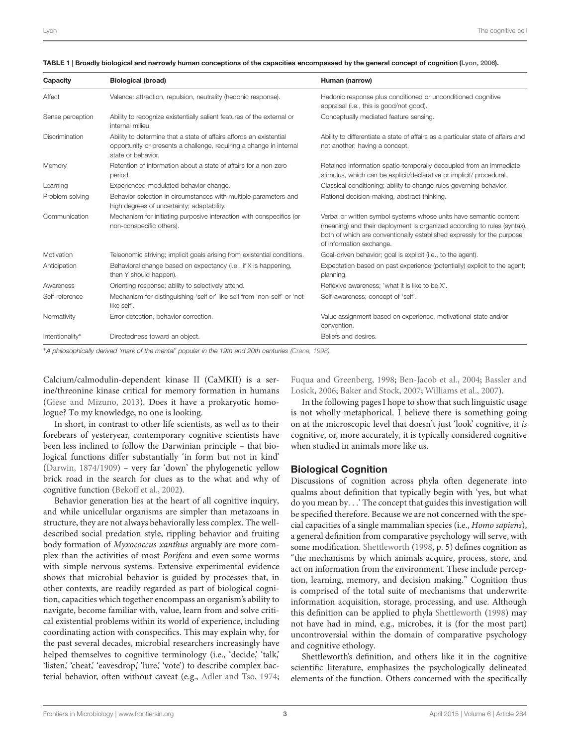**TABLE 1 | Broadly biological and narrowly human conceptions of the capacities encompassed by the general concept of cognition (Lyon, 2006).**

| Capacity | Biological (broad) | Human (narrow) |
|---|---|---|
| Affect | Valence: attraction, repulsion, neutrality (hedonic response). | Hedonic response plus conditioned or unconditioned cognitive appraisal (i.e., this is good/not good). |
| Sense perception | Ability to recognize existentially salient features of the external or internal milieu. | Conceptually mediated feature sensing. |
| Discrimination | Ability to determine that a state of affairs affords an existential opportunity or presents a challenge, requiring a change in internal state or behavior. | Ability to differentiate a state of affairs as a particular state of affairs and not another; having a concept. |
| Memory | Retention of information about a state of affairs for a non-zero period. | Retained information spatio-temporally decoupled from an immediate stimulus, which can be explicit/declarative or implicit/ procedural. |
| Learning | Experienced-modulated behavior change. | Classical conditioning; ability to change rules governing behavior. |
| Problem solving | Behavior selection in circumstances with multiple parameters and high degrees of uncertainty; adaptability. | Rational decision-making, abstract thinking. |
| Communication | Mechanism for initiating purposive interaction with conspecifics (or non-conspecific others). | Verbal or written symbol systems whose units have semantic content (meaning) and their deployment is organized according to rules (syntax), both of which are conventionally established expressly for the purpose of information exchange. |
| Motivation | Teleonomic striving; implicit goals arising from existential conditions. | Goal-driven behavior; goal is explicit (i.e., to the agent). |
| Anticipation | Behavioral change based on expectancy (i.e., if X is happening, then Y should happen). | Expectation based on past experience (potentially) explicit to the agent; planning. |
| Awareness | Orienting response; ability to selectively attend. | Reflexive awareness; 'what it is like to be X'. |
| Self-reference | Mechanism for distinguishing 'self or' like self from 'non-self' or 'not like self'. | Self-awareness; concept of 'self'. |
| Normativity | Error detection, behavior correction. | Value assignment based on experience, motivational state and/or convention. |
| Intentionality* | Directedness toward an object. | Beliefs and desires. |

*A philosophically derived 'mark of the mental' popular in the 19th and 20th centuries (Crane, 1998).*

Calcium/calmodulin-dependent kinase II (CaMKII) is a serine/threonine kinase critical for memory formation in humans (Giese and Mizuno, 2013). Does it have a prokaryotic homologue? To my knowledge, no one is looking.

In short, in contrast to other life scientists, as well as to their forebears of yesteryear, contemporary cognitive scientists have been less inclined to follow the Darwinian principle – that biological functions differ substantially 'in form but not in kind' (Darwin, 1874/1909) – very far 'down' the phylogenetic yellow brick road in the search for clues as to the what and why of cognitive function (Bekoff et al., 2002).

Behavior generation lies at the heart of all cognitive inquiry, and while unicellular organisms are simpler than metazoans in structure, they are not always behaviorally less complex. The well-described social predation style, rippling behavior and fruiting body formation of *Myxococcus xanthus* arguably are more complex than the activities of most *Porifera* and even some worms with simple nervous systems. Extensive experimental evidence shows that microbial behavior is guided by processes that, in other contexts, are readily regarded as part of biological cognition, capacities which together encompass an organism's ability to navigate, become familiar with, value, learn from and solve critical existential problems within its world of experience, including coordinating action with conspecifics. This may explain why, for the past several decades, microbial researchers increasingly have helped themselves to cognitive terminology (i.e., 'decide,' 'talk,' 'listen,' 'cheat,' 'eavesdrop,' 'lure,' 'vote') to describe complex bacterial behavior, often without caveat (e.g., Adler and Tso, 1974; Fuqua and Greenberg, 1998; Ben-Jacob et al., 2004; Bassler and Losick, 2006; Baker and Stock, 2007; Williams et al., 2007).

In the following pages I hope to show that such linguistic usage is not wholly metaphorical. I believe there is something going on at the microscopic level that doesn't just 'look' cognitive, it *is* cognitive, or, more accurately, it is typically considered cognitive when studied in animals more like us.

## Biological Cognition

Discussions of cognition across phyla often degenerate into qualms about definition that typically begin with 'yes, but what do you mean by. . .' The concept that guides this investigation will be specified therefore. Because we are not concerned with the special capacities of a single mammalian species (i.e., *Homo sapiens*), a general definition from comparative psychology will serve, with some modification. Shettleworth (1998, p. 5) defines cognition as "the mechanisms by which animals acquire, process, store, and act on information from the environment. These include perception, learning, memory, and decision making." Cognition thus is comprised of the total suite of mechanisms that underwrite information acquisition, storage, processing, and use. Although this definition can be applied to phyla Shettleworth (1998) may not have had in mind, e.g., microbes, it is (for the most part) uncontroversial within the domain of comparative psychology and cognitive ethology.

Shettleworth's definition, and others like it in the cognitive scientific literature, emphasizes the psychologically delineated elements of the function. Others concerned with the specifically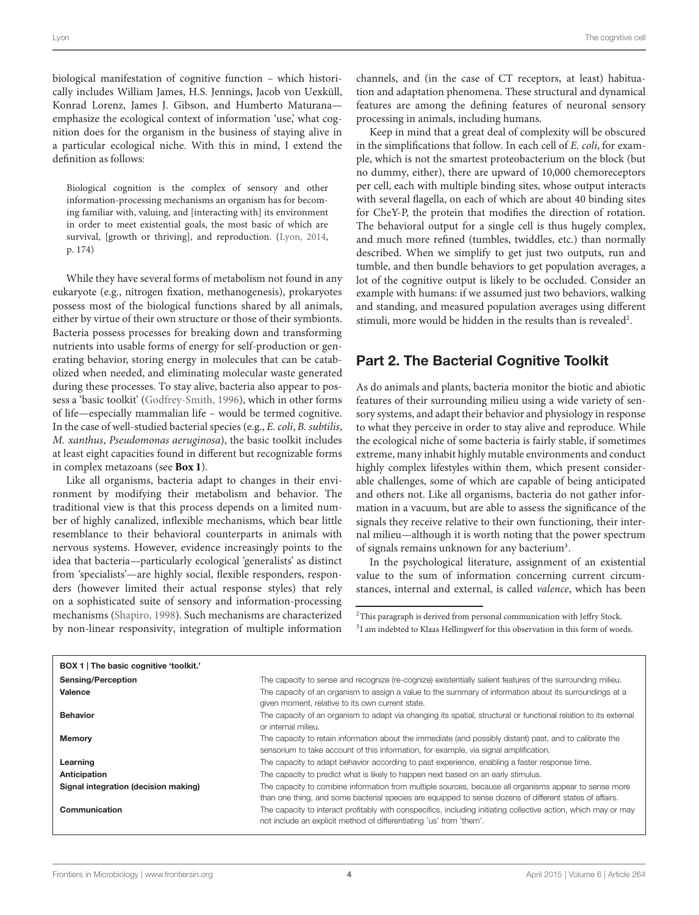biological manifestation of cognitive function – which historically includes William James, H.S. Jennings, Jacob von Uexküll, Konrad Lorenz, James J. Gibson, and Humberto Maturana—emphasize the ecological context of information 'use,' what cognition does for the organism in the business of staying alive in a particular ecological niche. With this in mind, I extend the definition as follows:

> Biological cognition is the complex of sensory and other information-processing mechanisms an organism has for becoming familiar with, valuing, and [interacting with] its environment in order to meet existential goals, the most basic of which are survival, [growth or thriving], and reproduction. (Lyon, 2014, p. 174)

While they have several forms of metabolism not found in any eukaryote (e.g., nitrogen fixation, methanogenesis), prokaryotes possess most of the biological functions shared by all animals, either by virtue of their own structure or those of their symbionts. Bacteria possess processes for breaking down and transforming nutrients into usable forms of energy for self-production or generating behavior, storing energy in molecules that can be catabolized when needed, and eliminating molecular waste generated during these processes. To stay alive, bacteria also appear to possess a 'basic toolkit' (Godfrey-Smith, 1996), which in other forms of life—especially mammalian life – would be termed cognitive. In the case of well-studied bacterial species (e.g., *E. coli*, *B. subtilis*, *M. xanthus*, *Pseudomonas aeruginosa*), the basic toolkit includes at least eight capacities found in different but recognizable forms in complex metazoans (see **Box 1**).

Like all organisms, bacteria adapt to changes in their environment by modifying their metabolism and behavior. The traditional view is that this process depends on a limited number of highly canalized, inflexible mechanisms, which bear little resemblance to their behavioral counterparts in animals with nervous systems. However, evidence increasingly points to the idea that bacteria—particularly ecological 'generalists' as distinct from 'specialists'—are highly social, flexible responders, responders (however limited their actual response styles) that rely on a sophisticated suite of sensory and information-processing mechanisms (Shapiro, 1998). Such mechanisms are characterized by non-linear responsivity, integration of multiple information channels, and (in the case of CT receptors, at least) habituation and adaptation phenomena. These structural and dynamical features are among the defining features of neuronal sensory processing in animals, including humans.

Keep in mind that a great deal of complexity will be obscured in the simplifications that follow. In each cell of *E. coli*, for example, which is not the smartest proteobacterium on the block (but no dummy, either), there are upward of 10,000 chemoreceptors per cell, each with multiple binding sites, whose output interacts with several flagella, on each of which are about 40 binding sites for CheY-P, the protein that modifies the direction of rotation. The behavioral output for a single cell is thus hugely complex, and much more refined (tumbles, twiddles, etc.) than normally described. When we simplify to get just two outputs, run and tumble, and then bundle behaviors to get population averages, a lot of the cognitive output is likely to be occluded. Consider an example with humans: if we assumed just two behaviors, walking and standing, and measured population averages using different stimuli, more would be hidden in the results than is revealed[2].

## Part 2. The Bacterial Cognitive Toolkit

As do animals and plants, bacteria monitor the biotic and abiotic features of their surrounding milieu using a wide variety of sensory systems, and adapt their behavior and physiology in response to what they perceive in order to stay alive and reproduce. While the ecological niche of some bacteria is fairly stable, if sometimes extreme, many inhabit highly mutable environments and conduct highly complex lifestyles within them, which present considerable challenges, some of which are capable of being anticipated and others not. Like all organisms, bacteria do not gather information in a vacuum, but are able to assess the significance of the signals they receive relative to their own functioning, their internal milieu—although it is worth noting that the power spectrum of signals remains unknown for any bacterium[3].

In the psychological literature, assignment of an existential value to the sum of information concerning current circumstances, internal and external, is called *valence*, which has been

[2] This paragraph is derived from personal communication with Jeffry Stock.

[3] I am indebted to Klaas Hellingwerf for this observation in this form of words.

| BOX 1 \| The basic cognitive 'toolkit.' | |
|---|---|
| **Sensing/Perception** | The capacity to sense and recognize (re-cognize) existentially salient features of the surrounding milieu. |
| **Valence** | The capacity of an organism to assign a value to the summary of information about its surroundings at a given moment, relative to its own current state. |
| **Behavior** | The capacity of an organism to adapt via changing its spatial, structural or functional relation to its external or internal milieu. |
| **Memory** | The capacity to retain information about the immediate (and possibly distant) past, and to calibrate the sensorium to take account of this information, for example, via signal amplification. |
| **Learning** | The capacity to adapt behavior according to past experience, enabling a faster response time. |
| **Anticipation** | The capacity to predict what is likely to happen next based on an early stimulus. |
| **Signal integration (decision making)** | The capacity to combine information from multiple sources, because all organisms appear to sense more than one thing, and some bacterial species are equipped to sense dozens of different states of affairs. |
| **Communication** | The capacity to interact profitably with conspecifics, including initiating collective action, which may or may not include an explicit method of differentiating 'us' from 'them'. |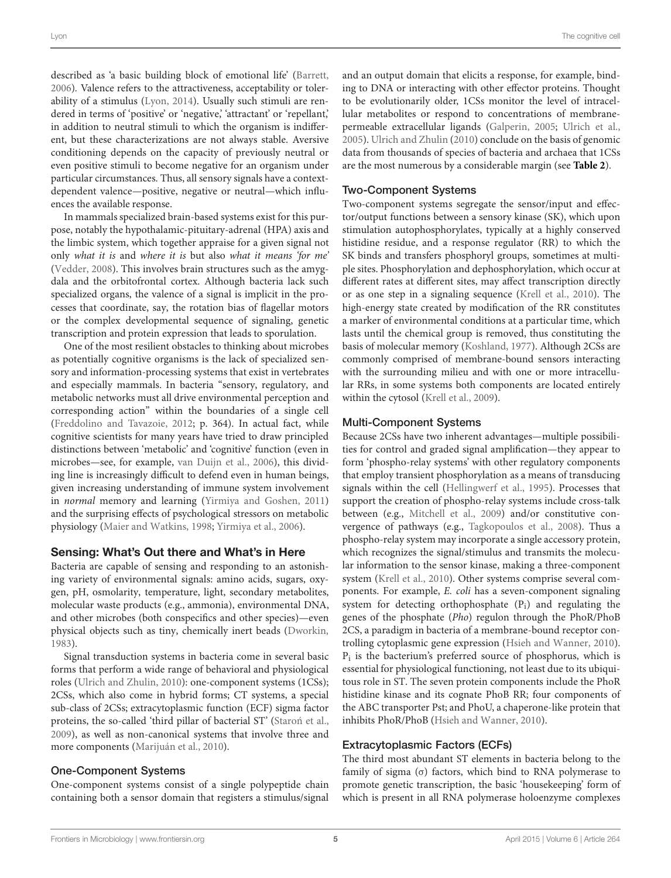described as 'a basic building block of emotional life' (Barrett, 2006). Valence refers to the attractiveness, acceptability or tolerability of a stimulus (Lyon, 2014). Usually such stimuli are rendered in terms of 'positive' or 'negative,' 'attractant' or 'repellant,' in addition to neutral stimuli to which the organism is indifferent, but these characterizations are not always stable. Aversive conditioning depends on the capacity of previously neutral or even positive stimuli to become negative for an organism under particular circumstances. Thus, all sensory signals have a context-dependent valence—positive, negative or neutral—which influences the available response.

In mammals specialized brain-based systems exist for this purpose, notably the hypothalamic-pituitary-adrenal (HPA) axis and the limbic system, which together appraise for a given signal not only *what it is* and *where it is* but also *what it means 'for me'* (Vedder, 2008). This involves brain structures such as the amygdala and the orbitofrontal cortex. Although bacteria lack such specialized organs, the valence of a signal is implicit in the processes that coordinate, say, the rotation bias of flagellar motors or the complex developmental sequence of signaling, genetic transcription and protein expression that leads to sporulation.

One of the most resilient obstacles to thinking about microbes as potentially cognitive organisms is the lack of specialized sensory and information-processing systems that exist in vertebrates and especially mammals. In bacteria "sensory, regulatory, and metabolic networks must all drive environmental perception and corresponding action" within the boundaries of a single cell (Freddolino and Tavazoie, 2012; p. 364). In actual fact, while cognitive scientists for many years have tried to draw principled distinctions between 'metabolic' and 'cognitive' function (even in microbes—see, for example, van Duijn et al., 2006), this dividing line is increasingly difficult to defend even in human beings, given increasing understanding of immune system involvement in *normal* memory and learning (Yirmiya and Goshen, 2011) and the surprising effects of psychological stressors on metabolic physiology (Maier and Watkins, 1998; Yirmiya et al., 2006).

## Sensing: What's Out there and What's in Here

Bacteria are capable of sensing and responding to an astonishing variety of environmental signals: amino acids, sugars, oxygen, pH, osmolarity, temperature, light, secondary metabolites, molecular waste products (e.g., ammonia), environmental DNA, and other microbes (both conspecifics and other species)—even physical objects such as tiny, chemically inert beads (Dworkin, 1983).

Signal transduction systems in bacteria come in several basic forms that perform a wide range of behavioral and physiological roles (Ulrich and Zhulin, 2010): one-component systems (1CSs); 2CSs, which also come in hybrid forms; CT systems, a special sub-class of 2CSs; extracytoplasmic function (ECF) sigma factor proteins, the so-called 'third pillar of bacterial ST' (Staroń et al., 2009), as well as non-canonical systems that involve three and more components (Marijuán et al., 2010).

### One-Component Systems

One-component systems consist of a single polypeptide chain containing both a sensor domain that registers a stimulus/signal and an output domain that elicits a response, for example, binding to DNA or interacting with other effector proteins. Thought to be evolutionarily older, 1CSs monitor the level of intracellular metabolites or respond to concentrations of membrane-permeable extracellular ligands (Galperin, 2005; Ulrich et al., 2005). Ulrich and Zhulin (2010) conclude on the basis of genomic data from thousands of species of bacteria and archaea that 1CSs are the most numerous by a considerable margin (see **Table 2**).

### Two-Component Systems

Two-component systems segregate the sensor/input and effector/output functions between a sensory kinase (SK), which upon stimulation autophosphorylates, typically at a highly conserved histidine residue, and a response regulator (RR) to which the SK binds and transfers phosphoryl groups, sometimes at multiple sites. Phosphorylation and dephosphorylation, which occur at different rates at different sites, may affect transcription directly or as one step in a signaling sequence (Krell et al., 2010). The high-energy state created by modification of the RR constitutes a marker of environmental conditions at a particular time, which lasts until the chemical group is removed, thus constituting the basis of molecular memory (Koshland, 1977). Although 2CSs are commonly comprised of membrane-bound sensors interacting with the surrounding milieu and with one or more intracellular RRs, in some systems both components are located entirely within the cytosol (Krell et al., 2009).

### Multi-Component Systems

Because 2CSs have two inherent advantages—multiple possibilities for control and graded signal amplification—they appear to form 'phospho-relay systems' with other regulatory components that employ transient phosphorylation as a means of transducing signals within the cell (Hellingwerf et al., 1995). Processes that support the creation of phospho-relay systems include cross-talk between (e.g., Mitchell et al., 2009) and/or constitutive convergence of pathways (e.g., Tagkopoulos et al., 2008). Thus a phospho-relay system may incorporate a single accessory protein, which recognizes the signal/stimulus and transmits the molecular information to the sensor kinase, making a three-component system (Krell et al., 2010). Other systems comprise several components. For example, *E. coli* has a seven-component signaling system for detecting orthophosphate ($P_i$) and regulating the genes of the phosphate (*Pho*) regulon through the PhoR/PhoB 2CS, a paradigm in bacteria of a membrane-bound receptor controlling cytoplasmic gene expression (Hsieh and Wanner, 2010). $P_i$ is the bacterium's preferred source of phosphorus, which is essential for physiological functioning, not least due to its ubiquitous role in ST. The seven protein components include the PhoR histidine kinase and its cognate PhoB RR; four components of the ABC transporter Pst; and PhoU, a chaperone-like protein that inhibits PhoR/PhoB (Hsieh and Wanner, 2010).

### Extracytoplasmic Factors (ECFs)

The third most abundant ST elements in bacteria belong to the family of sigma (σ) factors, which bind to RNA polymerase to promote genetic transcription, the basic 'housekeeping' form of which is present in all RNA polymerase holoenzyme complexes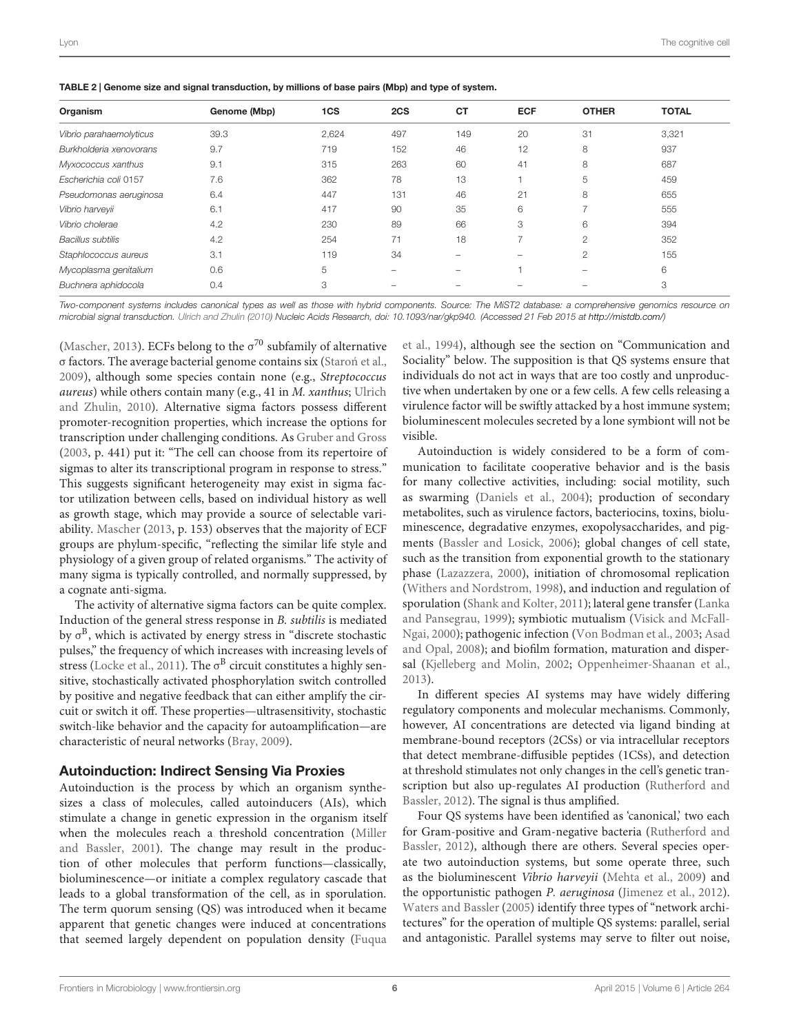**TABLE 2 | Genome size and signal transduction, by millions of base pairs (Mbp) and type of system.**

| Organism | Genome (Mbp) | 1CS | 2CS | CT | ECF | OTHER | TOTAL |
|---|---|---|---|---|---|---|---|
| *Vibrio parahaemolyticus* | 39.3 | 2,624 | 497 | 149 | 20 | 31 | 3,321 |
| *Burkholderia xenovorans* | 9.7 | 719 | 152 | 46 | 12 | 8 | 937 |
| *Myxococcus xanthus* | 9.1 | 315 | 263 | 60 | 41 | 8 | 687 |
| *Escherichia coli* 0157 | 7.6 | 362 | 78 | 13 | 1 | 5 | 459 |
| *Pseudomonas aeruginosa* | 6.4 | 447 | 131 | 46 | 21 | 8 | 655 |
| *Vibrio harveyii* | 6.1 | 417 | 90 | 35 | 6 | 7 | 555 |
| *Vibrio cholerae* | 4.2 | 230 | 89 | 66 | 3 | 6 | 394 |
| *Bacillus subtilis* | 4.2 | 254 | 71 | 18 | 7 | 2 | 352 |
| *Staphylococcus aureus* | 3.1 | 119 | 34 | – | – | 2 | 155 |
| *Mycoplasma genitalium* | 0.6 | 5 | – | – | 1 | – | 6 |
| *Buchnera aphidocola* | 0.4 | 3 | – | – | – | – | 3 |

*Two-component systems includes canonical types as well as those with hybrid components. Source: The MiST2 database: a comprehensive genomics resource on microbial signal transduction. Ulrich and Zhulin (2010) Nucleic Acids Research, doi: 10.1093/nar/gkp940. (Accessed 21 Feb 2015 at http://mistdb.com/)*

(Mascher, 2013). ECFs belong to the $\sigma^{70}$ subfamily of alternative σ factors. The average bacterial genome contains six (Staroń et al., 2009), although some species contain none (e.g., *Streptococcus aureus*) while others contain many (e.g., 41 in *M. xanthus*; Ulrich and Zhulin, 2010). Alternative sigma factors possess different promoter-recognition properties, which increase the options for transcription under challenging conditions. As Gruber and Gross (2003, p. 441) put it: "The cell can choose from its repertoire of sigmas to alter its transcriptional program in response to stress." This suggests significant heterogeneity may exist in sigma factor utilization between cells, based on individual history as well as growth stage, which may provide a source of selectable variability. Mascher (2013, p. 153) observes that the majority of ECF groups are phylum-specific, "reflecting the similar life style and physiology of a given group of related organisms." The activity of many sigma is typically controlled, and normally suppressed, by a cognate anti-sigma.

The activity of alternative sigma factors can be quite complex. Induction of the general stress response in *B. subtilis* is mediated by $\sigma^{B}$, which is activated by energy stress in "discrete stochastic pulses," the frequency of which increases with increasing levels of stress (Locke et al., 2011). The $\sigma^{B}$ circuit constitutes a highly sensitive, stochastically activated phosphorylation switch controlled by positive and negative feedback that can either amplify the circuit or switch it off. These properties—ultrasensitivity, stochastic switch-like behavior and the capacity for autoamplification—are characteristic of neural networks (Bray, 2009).

## Autoinduction: Indirect Sensing Via Proxies

Autoinduction is the process by which an organism synthesizes a class of molecules, called autoinducers (AIs), which stimulate a change in genetic expression in the organism itself when the molecules reach a threshold concentration (Miller and Bassler, 2001). The change may result in the production of other molecules that perform functions—classically, bioluminescence—or initiate a complex regulatory cascade that leads to a global transformation of the cell, as in sporulation. The term quorum sensing (QS) was introduced when it became apparent that genetic changes were induced at concentrations that seemed largely dependent on population density (Fuqua et al., 1994), although see the section on "Communication and Sociality" below. The supposition is that QS systems ensure that individuals do not act in ways that are too costly and unproductive when undertaken by one or a few cells. A few cells releasing a virulence factor will be swiftly attacked by a host immune system; bioluminescent molecules secreted by a lone symbiont will not be visible.

Autoinduction is widely considered to be a form of communication to facilitate cooperative behavior and is the basis for many collective activities, including: social motility, such as swarming (Daniels et al., 2004); production of secondary metabolites, such as virulence factors, bacteriocins, toxins, bioluminescence, degradative enzymes, exopolysaccharides, and pigments (Bassler and Losick, 2006); global changes of cell state, such as the transition from exponential growth to the stationary phase (Lazazzera, 2000), initiation of chromosomal replication (Withers and Nordstrom, 1998), and induction and regulation of sporulation (Shank and Kolter, 2011); lateral gene transfer (Lanka and Pansegrau, 1999); symbiotic mutualism (Visick and McFall-Ngai, 2000); pathogenic infection (Von Bodman et al., 2003; Asad and Opal, 2008); and biofilm formation, maturation and dispersal (Kjelleberg and Molin, 2002; Oppenheimer-Shaanan et al., 2013).

In different species AI systems may have widely differing regulatory components and molecular mechanisms. Commonly, however, AI concentrations are detected via ligand binding at membrane-bound receptors (2CSs) or via intracellular receptors that detect membrane-diffusible peptides (1CSs), and detection at threshold stimulates not only changes in the cell's genetic transcription but also up-regulates AI production (Rutherford and Bassler, 2012). The signal is thus amplified.

Four QS systems have been identified as 'canonical,' two each for Gram-positive and Gram-negative bacteria (Rutherford and Bassler, 2012), although there are others. Several species operate two autoinduction systems, but some operate three, such as the bioluminescent *Vibrio harveyii* (Mehta et al., 2009) and the opportunistic pathogen *P. aeruginosa* (Jimenez et al., 2012). Waters and Bassler (2005) identify three types of "network architectures" for the operation of multiple QS systems: parallel, serial and antagonistic. Parallel systems may serve to filter out noise,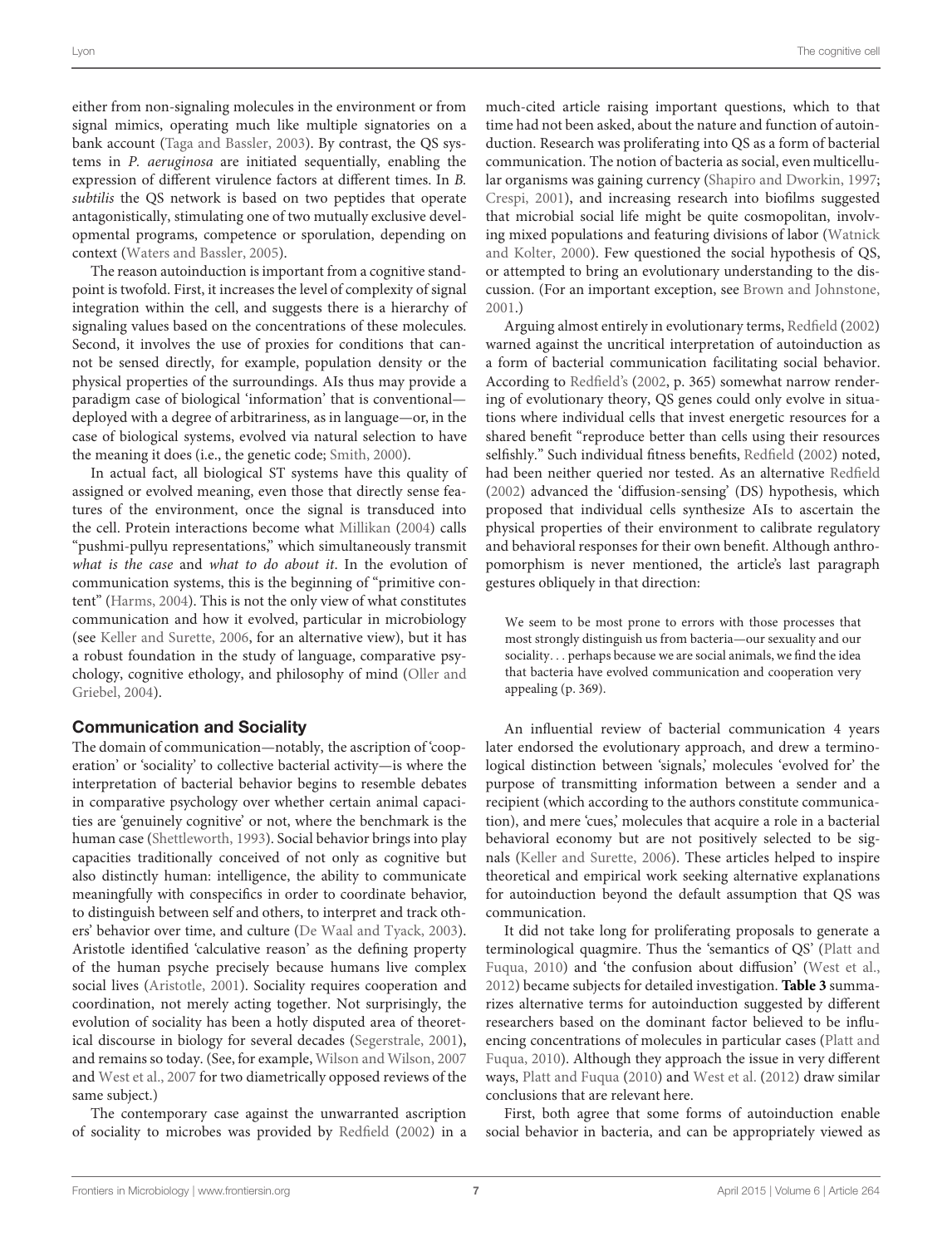either from non-signaling molecules in the environment or from signal mimics, operating much like multiple signatories on a bank account (Taga and Bassler, 2003). By contrast, the QS systems in *P. aeruginosa* are initiated sequentially, enabling the expression of different virulence factors at different times. In *B. subtilis* the QS network is based on two peptides that operate antagonistically, stimulating one of two mutually exclusive developmental programs, competence or sporulation, depending on context (Waters and Bassler, 2005).

The reason autoinduction is important from a cognitive standpoint is twofold. First, it increases the level of complexity of signal integration within the cell, and suggests there is a hierarchy of signaling values based on the concentrations of these molecules. Second, it involves the use of proxies for conditions that cannot be sensed directly, for example, population density or the physical properties of the surroundings. AIs thus may provide a paradigm case of biological 'information' that is conventional—deployed with a degree of arbitrariness, as in language—or, in the case of biological systems, evolved via natural selection to have the meaning it does (i.e., the genetic code; Smith, 2000).

In actual fact, all biological ST systems have this quality of assigned or evolved meaning, even those that directly sense features of the environment, once the signal is transduced into the cell. Protein interactions become what Millikan (2004) calls "pushmi-pullyu representations," which simultaneously transmit *what is the case* and *what to do about it*. In the evolution of communication systems, this is the beginning of "primitive content" (Harms, 2004). This is not the only view of what constitutes communication and how it evolved, particular in microbiology (see Keller and Surette, 2006, for an alternative view), but it has a robust foundation in the study of language, comparative psychology, cognitive ethology, and philosophy of mind (Oller and Griebel, 2004).

## Communication and Sociality

The domain of communication—notably, the ascription of 'cooperation' or 'sociality' to collective bacterial activity—is where the interpretation of bacterial behavior begins to resemble debates in comparative psychology over whether certain animal capacities are 'genuinely cognitive' or not, where the benchmark is the human case (Shettleworth, 1993). Social behavior brings into play capacities traditionally conceived of not only as cognitive but also distinctly human: intelligence, the ability to communicate meaningfully with conspecifics in order to coordinate behavior, to distinguish between self and others, to interpret and track others' behavior over time, and culture (De Waal and Tyack, 2003). Aristotle identified 'calculative reason' as the defining property of the human psyche precisely because humans live complex social lives (Aristotle, 2001). Sociality requires cooperation and coordination, not merely acting together. Not surprisingly, the evolution of sociality has been a hotly disputed area of theoretical discourse in biology for several decades (Segerstrale, 2001), and remains so today. (See, for example, Wilson and Wilson, 2007 and West et al., 2007 for two diametrically opposed reviews of the same subject.)

The contemporary case against the unwarranted ascription of sociality to microbes was provided by Redfield (2002) in a much-cited article raising important questions, which to that time had not been asked, about the nature and function of autoinduction. Research was proliferating into QS as a form of bacterial communication. The notion of bacteria as social, even multicellular organisms was gaining currency (Shapiro and Dworkin, 1997; Crespi, 2001), and increasing research into biofilms suggested that microbial social life might be quite cosmopolitan, involving mixed populations and featuring divisions of labor (Watnick and Kolter, 2000). Few questioned the social hypothesis of QS, or attempted to bring an evolutionary understanding to the discussion. (For an important exception, see Brown and Johnstone, 2001.)

Arguing almost entirely in evolutionary terms, Redfield (2002) warned against the uncritical interpretation of autoinduction as a form of bacterial communication facilitating social behavior. According to Redfield's (2002, p. 365) somewhat narrow rendering of evolutionary theory, QS genes could only evolve in situations where individual cells that invest energetic resources for a shared benefit "reproduce better than cells using their resources selfishly." Such individual fitness benefits, Redfield (2002) noted, had been neither queried nor tested. As an alternative Redfield (2002) advanced the 'diffusion-sensing' (DS) hypothesis, which proposed that individual cells synthesize AIs to ascertain the physical properties of their environment to calibrate regulatory and behavioral responses for their own benefit. Although anthropomorphism is never mentioned, the article's last paragraph gestures obliquely in that direction:

> We seem to be most prone to errors with those processes that most strongly distinguish us from bacteria—our sexuality and our sociality. . . perhaps because we are social animals, we find the idea that bacteria have evolved communication and cooperation very appealing (p. 369).

An influential review of bacterial communication 4 years later endorsed the evolutionary approach, and drew a terminological distinction between 'signals,' molecules 'evolved for' the purpose of transmitting information between a sender and a recipient (which according to the authors constitute communication), and mere 'cues,' molecules that acquire a role in a bacterial behavioral economy but are not positively selected to be signals (Keller and Surette, 2006). These articles helped to inspire theoretical and empirical work seeking alternative explanations for autoinduction beyond the default assumption that QS was communication.

It did not take long for proliferating proposals to generate a terminological quagmire. Thus the 'semantics of QS' (Platt and Fuqua, 2010) and 'the confusion about diffusion' (West et al., 2012) became subjects for detailed investigation. **Table 3** summarizes alternative terms for autoinduction suggested by different researchers based on the dominant factor believed to be influencing concentrations of molecules in particular cases (Platt and Fuqua, 2010). Although they approach the issue in very different ways, Platt and Fuqua (2010) and West et al. (2012) draw similar conclusions that are relevant here.

First, both agree that some forms of autoinduction enable social behavior in bacteria, and can be appropriately viewed as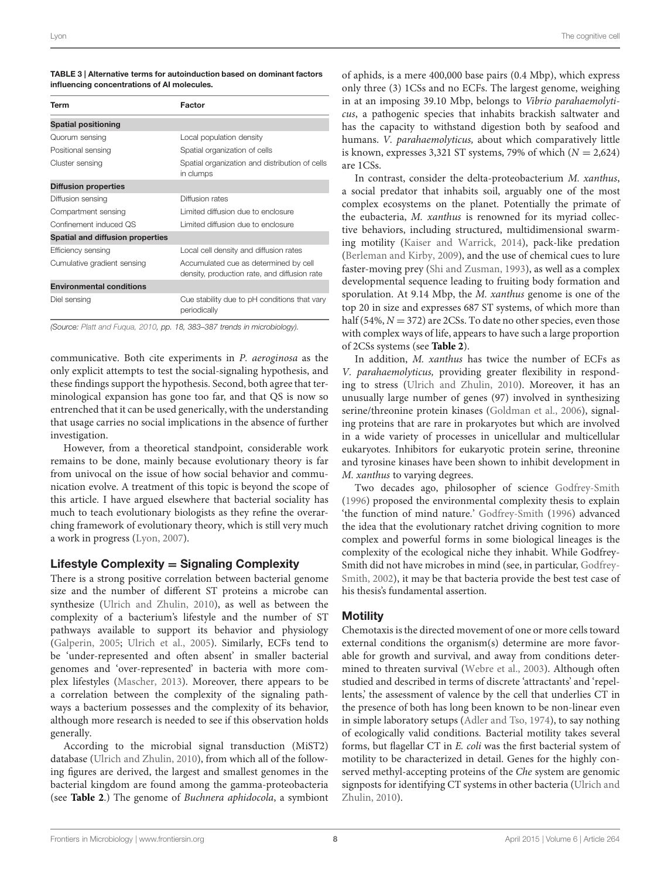**TABLE 3 | Alternative terms for autoinduction based on dominant factors influencing concentrations of AI molecules.**

| Term | Factor |
| --- | --- |
| **Spatial positioning** | |
| Quorum sensing | Local population density |
| Positional sensing | Spatial organization of cells |
| Cluster sensing | Spatial organization and distribution of cells in clumps |
| **Diffusion properties** | |
| Diffusion sensing | Diffusion rates |
| Compartment sensing | Limited diffusion due to enclosure |
| Confinement induced QS | Limited diffusion due to enclosure |
| **Spatial and diffusion properties** | |
| Efficiency sensing | Local cell density and diffusion rates |
| Cumulative gradient sensing | Accumulated cue as determined by cell density, production rate, and diffusion rate |
| **Environmental conditions** | |
| Diel sensing | Cue stability due to pH conditions that vary periodically |

*(Source: Platt and Fuqua, 2010, pp. 18, 383–387 trends in microbiology).*

communicative. Both cite experiments in *P. aeroginosa* as the only explicit attempts to test the social-signaling hypothesis, and these findings support the hypothesis. Second, both agree that terminological expansion has gone too far, and that QS is now so entrenched that it can be used generically, with the understanding that usage carries no social implications in the absence of further investigation.

However, from a theoretical standpoint, considerable work remains to be done, mainly because evolutionary theory is far from univocal on the issue of how social behavior and communication evolve. A treatment of this topic is beyond the scope of this article. I have argued elsewhere that bacterial sociality has much to teach evolutionary biologists as they refine the overarching framework of evolutionary theory, which is still very much a work in progress (Lyon, 2007).

## Lifestyle Complexity = Signaling Complexity

There is a strong positive correlation between bacterial genome size and the number of different ST proteins a microbe can synthesize (Ulrich and Zhulin, 2010), as well as between the complexity of a bacterium's lifestyle and the number of ST pathways available to support its behavior and physiology (Galperin, 2005; Ulrich et al., 2005). Similarly, ECFs tend to be 'under-represented and often absent' in smaller bacterial genomes and 'over-represented' in bacteria with more complex lifestyles (Mascher, 2013). Moreover, there appears to be a correlation between the complexity of the signaling pathways a bacterium possesses and the complexity of its behavior, although more research is needed to see if this observation holds generally.

According to the microbial signal transduction (MiST2) database (Ulrich and Zhulin, 2010), from which all of the following figures are derived, the largest and smallest genomes in the bacterial kingdom are found among the gamma-proteobacteria (see **Table 2**.) The genome of *Buchnera aphidocola*, a symbiont of aphids, is a mere 400,000 base pairs (0.4 Mbp), which express only three (3) 1CSs and no ECFs. The largest genome, weighing in at an imposing 39.10 Mbp, belongs to *Vibrio parahaemolyticus*, a pathogenic species that inhabits brackish saltwater and has the capacity to withstand digestion both by seafood and humans. *V. parahaemolyticus,* about which comparatively little is known, expresses 3,321 ST systems, 79% of which ($N = 2{,}624$) are 1CSs.

In contrast, consider the delta-proteobacterium *M. xanthus*, a social predator that inhabits soil, arguably one of the most complex ecosystems on the planet. Potentially the primate of the eubacteria, *M. xanthus* is renowned for its myriad collective behaviors, including structured, multidimensional swarming motility (Kaiser and Warrick, 2014), pack-like predation (Berleman and Kirby, 2009), and the use of chemical cues to lure faster-moving prey (Shi and Zusman, 1993), as well as a complex developmental sequence leading to fruiting body formation and sporulation. At 9.14 Mbp, the *M. xanthus* genome is one of the top 20 in size and expresses 687 ST systems, of which more than half (54%, $N = 372$) are 2CSs. To date no other species, even those with complex ways of life, appears to have such a large proportion of 2CSs systems (see **Table 2**).

In addition, *M. xanthus* has twice the number of ECFs as *V. parahaemolyticus,* providing greater flexibility in responding to stress (Ulrich and Zhulin, 2010). Moreover, it has an unusually large number of genes (97) involved in synthesizing serine/threonine protein kinases (Goldman et al., 2006), signaling proteins that are rare in prokaryotes but which are involved in a wide variety of processes in unicellular and multicellular eukaryotes. Inhibitors for eukaryotic protein serine, threonine and tyrosine kinases have been shown to inhibit development in *M. xanthus* to varying degrees.

Two decades ago, philosopher of science Godfrey-Smith (1996) proposed the environmental complexity thesis to explain 'the function of mind nature.' Godfrey-Smith (1996) advanced the idea that the evolutionary ratchet driving cognition to more complex and powerful forms in some biological lineages is the complexity of the ecological niche they inhabit. While Godfrey-Smith did not have microbes in mind (see, in particular, Godfrey-Smith, 2002), it may be that bacteria provide the best test case of his thesis's fundamental assertion.

## Motility

Chemotaxis is the directed movement of one or more cells toward external conditions the organism(s) determine are more favorable for growth and survival, and away from conditions determined to threaten survival (Webre et al., 2003). Although often studied and described in terms of discrete 'attractants' and 'repellents,' the assessment of valence by the cell that underlies CT in the presence of both has long been known to be non-linear even in simple laboratory setups (Adler and Tso, 1974), to say nothing of ecologically valid conditions. Bacterial motility takes several forms, but flagellar CT in *E. coli* was the first bacterial system of motility to be characterized in detail. Genes for the highly conserved methyl-accepting proteins of the *Che* system are genomic signposts for identifying CT systems in other bacteria (Ulrich and Zhulin, 2010).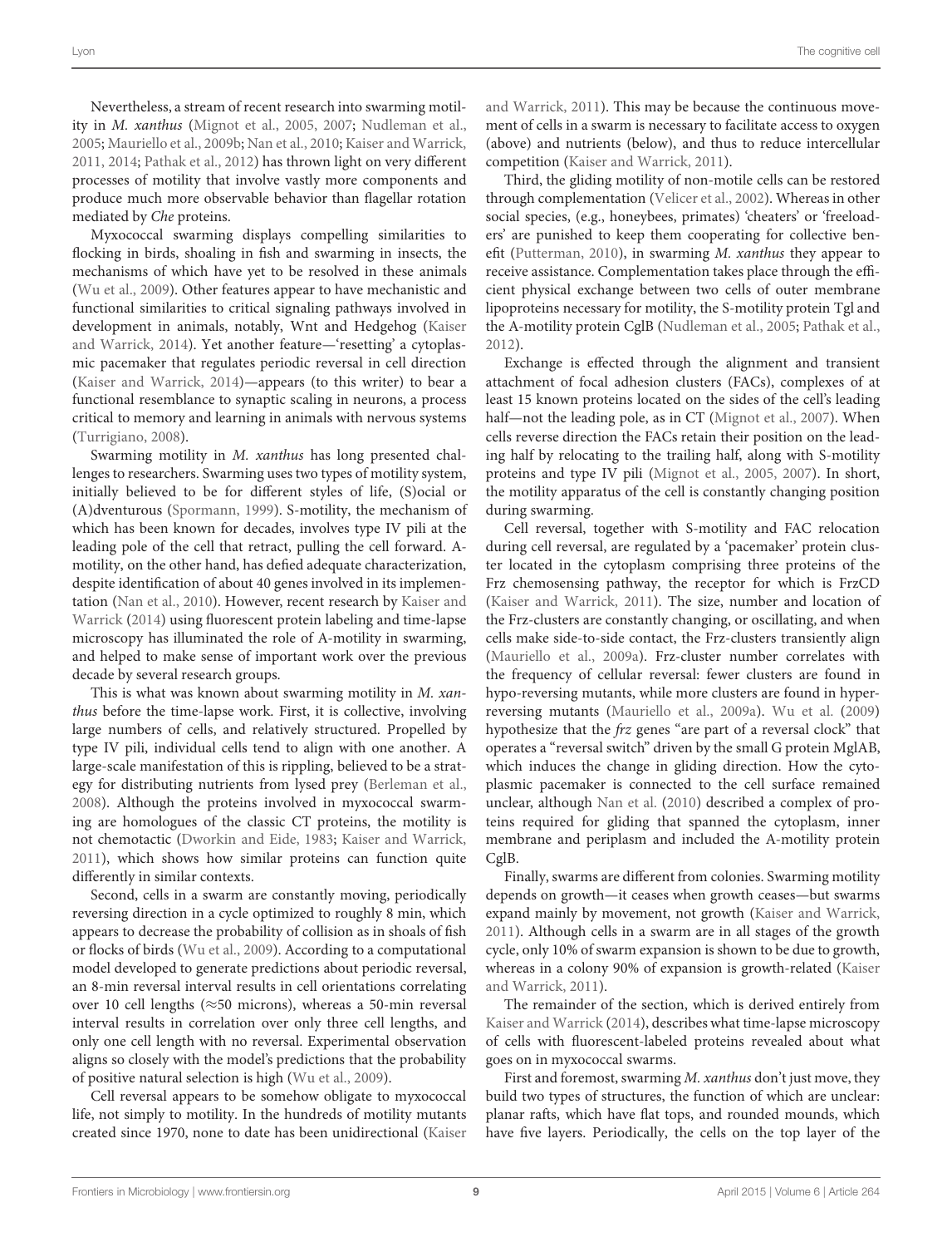Nevertheless, a stream of recent research into swarming motility in *M. xanthus* (Mignot et al., 2005, 2007; Nudleman et al., 2005; Mauriello et al., 2009b; Nan et al., 2010; Kaiser and Warrick, 2011, 2014; Pathak et al., 2012) has thrown light on very different processes of motility that involve vastly more components and produce much more observable behavior than flagellar rotation mediated by *Che* proteins.

Myxococcal swarming displays compelling similarities to flocking in birds, shoaling in fish and swarming in insects, the mechanisms of which have yet to be resolved in these animals (Wu et al., 2009). Other features appear to have mechanistic and functional similarities to critical signaling pathways involved in development in animals, notably, Wnt and Hedgehog (Kaiser and Warrick, 2014). Yet another feature—'resetting' a cytoplasmic pacemaker that regulates periodic reversal in cell direction (Kaiser and Warrick, 2014)—appears (to this writer) to bear a functional resemblance to synaptic scaling in neurons, a process critical to memory and learning in animals with nervous systems (Turrigiano, 2008).

Swarming motility in *M. xanthus* has long presented challenges to researchers. Swarming uses two types of motility system, initially believed to be for different styles of life, (S)ocial or (A)dventurous (Spormann, 1999). S-motility, the mechanism of which has been known for decades, involves type IV pili at the leading pole of the cell that retract, pulling the cell forward. A-motility, on the other hand, has defied adequate characterization, despite identification of about 40 genes involved in its implementation (Nan et al., 2010). However, recent research by Kaiser and Warrick (2014) using fluorescent protein labeling and time-lapse microscopy has illuminated the role of A-motility in swarming, and helped to make sense of important work over the previous decade by several research groups.

This is what was known about swarming motility in *M. xanthus* before the time-lapse work. First, it is collective, involving large numbers of cells, and relatively structured. Propelled by type IV pili, individual cells tend to align with one another. A large-scale manifestation of this is rippling, believed to be a strategy for distributing nutrients from lysed prey (Berleman et al., 2008). Although the proteins involved in myxococcal swarming are homologues of the classic CT proteins, the motility is not chemotactic (Dworkin and Eide, 1983; Kaiser and Warrick, 2011), which shows how similar proteins can function quite differently in similar contexts.

Second, cells in a swarm are constantly moving, periodically reversing direction in a cycle optimized to roughly 8 min, which appears to decrease the probability of collision as in shoals of fish or flocks of birds (Wu et al., 2009). According to a computational model developed to generate predictions about periodic reversal, an 8-min reversal interval results in cell orientations correlating over 10 cell lengths (≈50 microns), whereas a 50-min reversal interval results in correlation over only three cell lengths, and only one cell length with no reversal. Experimental observation aligns so closely with the model's predictions that the probability of positive natural selection is high (Wu et al., 2009).

Cell reversal appears to be somehow obligate to myxococcal life, not simply to motility. In the hundreds of motility mutants created since 1970, none to date has been unidirectional (Kaiser and Warrick, 2011). This may be because the continuous movement of cells in a swarm is necessary to facilitate access to oxygen (above) and nutrients (below), and thus to reduce intercellular competition (Kaiser and Warrick, 2011).

Third, the gliding motility of non-motile cells can be restored through complementation (Velicer et al., 2002). Whereas in other social species, (e.g., honeybees, primates) 'cheaters' or 'freeloaders' are punished to keep them cooperating for collective benefit (Putterman, 2010), in swarming *M. xanthus* they appear to receive assistance. Complementation takes place through the efficient physical exchange between two cells of outer membrane lipoproteins necessary for motility, the S-motility protein Tgl and the A-motility protein CglB (Nudleman et al., 2005; Pathak et al., 2012).

Exchange is effected through the alignment and transient attachment of focal adhesion clusters (FACs), complexes of at least 15 known proteins located on the sides of the cell's leading half—not the leading pole, as in CT (Mignot et al., 2007). When cells reverse direction the FACs retain their position on the leading half by relocating to the trailing half, along with S-motility proteins and type IV pili (Mignot et al., 2005, 2007). In short, the motility apparatus of the cell is constantly changing position during swarming.

Cell reversal, together with S-motility and FAC relocation during cell reversal, are regulated by a 'pacemaker' protein cluster located in the cytoplasm comprising three proteins of the Frz chemosensing pathway, the receptor for which is FrzCD (Kaiser and Warrick, 2011). The size, number and location of the Frz-clusters are constantly changing, or oscillating, and when cells make side-to-side contact, the Frz-clusters transiently align (Mauriello et al., 2009a). Frz-cluster number correlates with the frequency of cellular reversal: fewer clusters are found in hypo-reversing mutants, while more clusters are found in hyper-reversing mutants (Mauriello et al., 2009a). Wu et al. (2009) hypothesize that the *frz* genes "are part of a reversal clock" that operates a "reversal switch" driven by the small G protein MglAB, which induces the change in gliding direction. How the cytoplasmic pacemaker is connected to the cell surface remained unclear, although Nan et al. (2010) described a complex of proteins required for gliding that spanned the cytoplasm, inner membrane and periplasm and included the A-motility protein CglB.

Finally, swarms are different from colonies. Swarming motility depends on growth—it ceases when growth ceases—but swarms expand mainly by movement, not growth (Kaiser and Warrick, 2011). Although cells in a swarm are in all stages of the growth cycle, only 10% of swarm expansion is shown to be due to growth, whereas in a colony 90% of expansion is growth-related (Kaiser and Warrick, 2011).

The remainder of the section, which is derived entirely from Kaiser and Warrick (2014), describes what time-lapse microscopy of cells with fluorescent-labeled proteins revealed about what goes on in myxococcal swarms.

First and foremost, swarming *M. xanthus* don't just move, they build two types of structures, the function of which are unclear: planar rafts, which have flat tops, and rounded mounds, which have five layers. Periodically, the cells on the top layer of the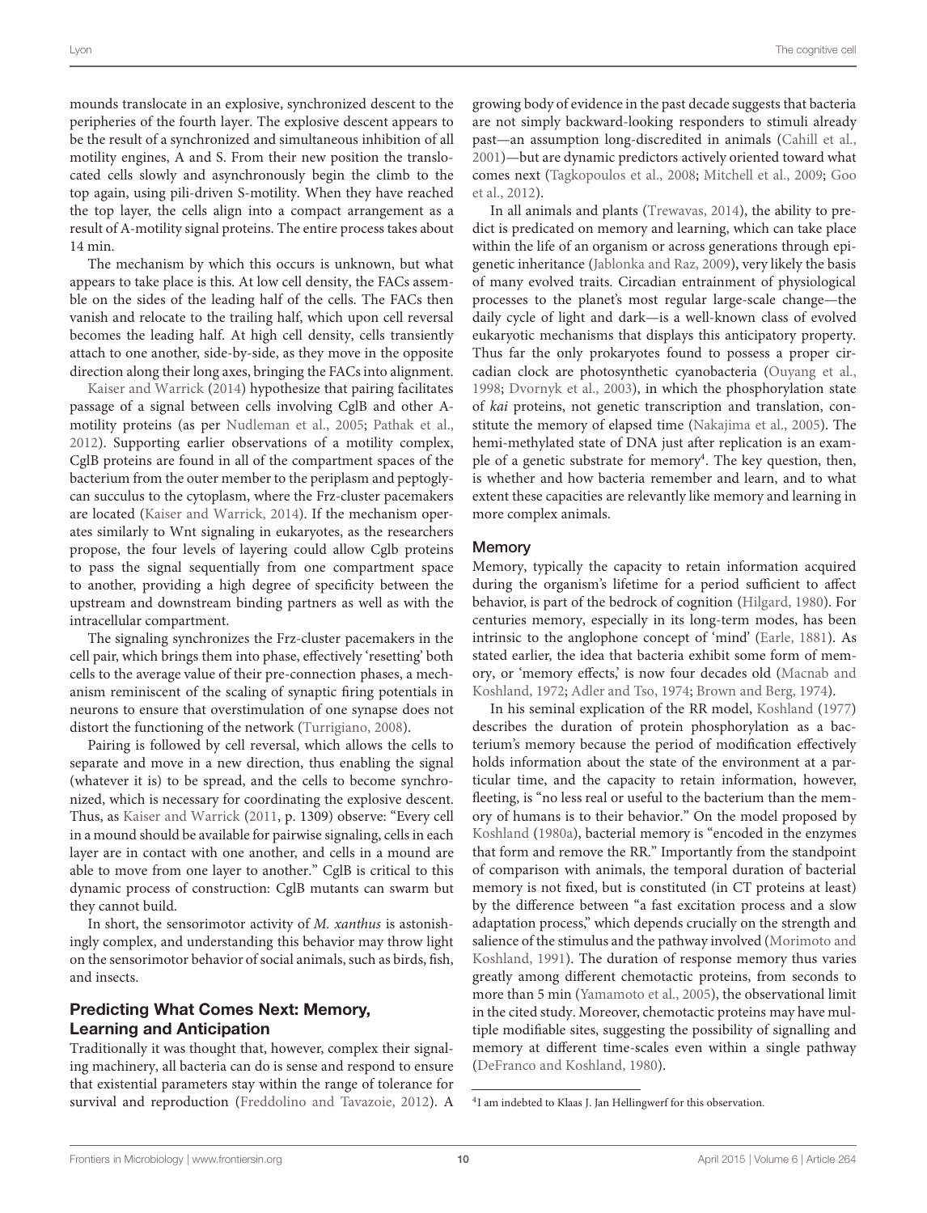mounds translocate in an explosive, synchronized descent to the peripheries of the fourth layer. The explosive descent appears to be the result of a synchronized and simultaneous inhibition of all motility engines, A and S. From their new position the translocated cells slowly and asynchronously begin the climb to the top again, using pili-driven S-motility. When they have reached the top layer, the cells align into a compact arrangement as a result of A-motility signal proteins. The entire process takes about 14 min.

The mechanism by which this occurs is unknown, but what appears to take place is this. At low cell density, the FACs assemble on the sides of the leading half of the cells. The FACs then vanish and relocate to the trailing half, which upon cell reversal becomes the leading half. At high cell density, cells transiently attach to one another, side-by-side, as they move in the opposite direction along their long axes, bringing the FACs into alignment. Kaiser and Warrick (2014) hypothesize that pairing facilitates passage of a signal between cells involving CglB and other A-motility proteins (as per Nudleman et al., 2005; Pathak et al., 2012). Supporting earlier observations of a motility complex, CglB proteins are found in all of the compartment spaces of the bacterium from the outer member to the periplasm and peptoglycan succulus to the cytoplasm, where the Frz-cluster pacemakers are located (Kaiser and Warrick, 2014). If the mechanism operates similarly to Wnt signaling in eukaryotes, as the researchers propose, the four levels of layering could allow Cglb proteins to pass the signal sequentially from one compartment space to another, providing a high degree of specificity between the upstream and downstream binding partners as well as with the intracellular compartment.

The signaling synchronizes the Frz-cluster pacemakers in the cell pair, which brings them into phase, effectively 'resetting' both cells to the average value of their pre-connection phases, a mechanism reminiscent of the scaling of synaptic firing potentials in neurons to ensure that overstimulation of one synapse does not distort the functioning of the network (Turrigiano, 2008).

Pairing is followed by cell reversal, which allows the cells to separate and move in a new direction, thus enabling the signal (whatever it is) to be spread, and the cells to become synchronized, which is necessary for coordinating the explosive descent. Thus, as Kaiser and Warrick (2011, p. 1309) observe: "Every cell in a mound should be available for pairwise signaling, cells in each layer are in contact with one another, and cells in a mound are able to move from one layer to another." CglB is critical to this dynamic process of construction: CglB mutants can swarm but they cannot build.

In short, the sensorimotor activity of *M. xanthus* is astonishingly complex, and understanding this behavior may throw light on the sensorimotor behavior of social animals, such as birds, fish, and insects.

## Predicting What Comes Next: Memory, Learning and Anticipation

Traditionally it was thought that, however, complex their signaling machinery, all bacteria can do is sense and respond to ensure that existential parameters stay within the range of tolerance for survival and reproduction (Freddolino and Tavazoie, 2012). A growing body of evidence in the past decade suggests that bacteria are not simply backward-looking responders to stimuli already past—an assumption long-discredited in animals (Cahill et al., 2001)—but are dynamic predictors actively oriented toward what comes next (Tagkopoulos et al., 2008; Mitchell et al., 2009; Goo et al., 2012).

In all animals and plants (Trewavas, 2014), the ability to predict is predicated on memory and learning, which can take place within the life of an organism or across generations through epigenetic inheritance (Jablonka and Raz, 2009), very likely the basis of many evolved traits. Circadian entrainment of physiological processes to the planet's most regular large-scale change—the daily cycle of light and dark—is a well-known class of evolved eukaryotic mechanisms that displays this anticipatory property. Thus far the only prokaryotes found to possess a proper circadian clock are photosynthetic cyanobacteria (Ouyang et al., 1998; Dvornyk et al., 2003), in which the phosphorylation state of *kai* proteins, not genetic transcription and translation, constitute the memory of elapsed time (Nakajima et al., 2005). The hemi-methylated state of DNA just after replication is an example of a genetic substrate for memory[4]. The key question, then, is whether and how bacteria remember and learn, and to what extent these capacities are relevantly like memory and learning in more complex animals.

### Memory

Memory, typically the capacity to retain information acquired during the organism's lifetime for a period sufficient to affect behavior, is part of the bedrock of cognition (Hilgard, 1980). For centuries memory, especially in its long-term modes, has been intrinsic to the anglophone concept of 'mind' (Earle, 1881). As stated earlier, the idea that bacteria exhibit some form of memory, or 'memory effects,' is now four decades old (Macnab and Koshland, 1972; Adler and Tso, 1974; Brown and Berg, 1974).

In his seminal explication of the RR model, Koshland (1977) describes the duration of protein phosphorylation as a bacterium's memory because the period of modification effectively holds information about the state of the environment at a particular time, and the capacity to retain information, however, fleeting, is "no less real or useful to the bacterium than the memory of humans is to their behavior." On the model proposed by Koshland (1980a), bacterial memory is "encoded in the enzymes that form and remove the RR." Importantly from the standpoint of comparison with animals, the temporal duration of bacterial memory is not fixed, but is constituted (in CT proteins at least) by the difference between "a fast excitation process and a slow adaptation process," which depends crucially on the strength and salience of the stimulus and the pathway involved (Morimoto and Koshland, 1991). The duration of response memory thus varies greatly among different chemotactic proteins, from seconds to more than 5 min (Yamamoto et al., 2005), the observational limit in the cited study. Moreover, chemotactic proteins may have multiple modifiable sites, suggesting the possibility of signalling and memory at different time-scales even within a single pathway (DeFranco and Koshland, 1980).

[4]I am indebted to Klaas J. Jan Hellingwerf for this observation.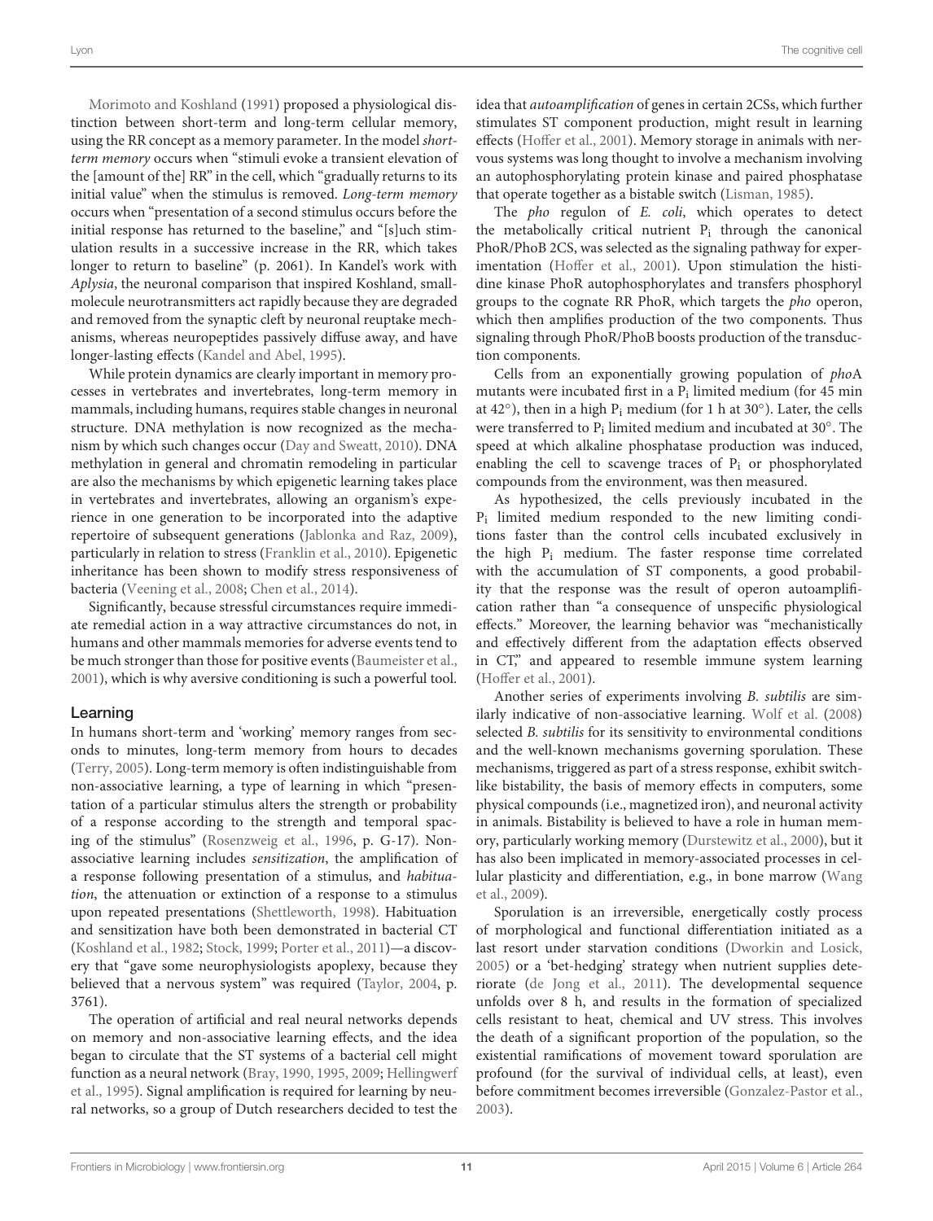Morimoto and Koshland (1991) proposed a physiological distinction between short-term and long-term cellular memory, using the RR concept as a memory parameter. In the model *short-term memory* occurs when "stimuli evoke a transient elevation of the [amount of the] RR" in the cell, which "gradually returns to its initial value" when the stimulus is removed. *Long-term memory* occurs when "presentation of a second stimulus occurs before the initial response has returned to the baseline," and "[s]uch stimulation results in a successive increase in the RR, which takes longer to return to baseline" (p. 2061). In Kandel's work with *Aplysia*, the neuronal comparison that inspired Koshland, small-molecule neurotransmitters act rapidly because they are degraded and removed from the synaptic cleft by neuronal reuptake mechanisms, whereas neuropeptides passively diffuse away, and have longer-lasting effects (Kandel and Abel, 1995).

While protein dynamics are clearly important in memory processes in vertebrates and invertebrates, long-term memory in mammals, including humans, requires stable changes in neuronal structure. DNA methylation is now recognized as the mechanism by which such changes occur (Day and Sweatt, 2010). DNA methylation in general and chromatin remodeling in particular are also the mechanisms by which epigenetic learning takes place in vertebrates and invertebrates, allowing an organism's experience in one generation to be incorporated into the adaptive repertoire of subsequent generations (Jablonka and Raz, 2009), particularly in relation to stress (Franklin et al., 2010). Epigenetic inheritance has been shown to modify stress responsiveness of bacteria (Veening et al., 2008; Chen et al., 2014).

Significantly, because stressful circumstances require immediate remedial action in a way attractive circumstances do not, in humans and other mammals memories for adverse events tend to be much stronger than those for positive events (Baumeister et al., 2001), which is why aversive conditioning is such a powerful tool.

### Learning

In humans short-term and 'working' memory ranges from seconds to minutes, long-term memory from hours to decades (Terry, 2005). Long-term memory is often indistinguishable from non-associative learning, a type of learning in which "presentation of a particular stimulus alters the strength or probability of a response according to the strength and temporal spacing of the stimulus" (Rosenzweig et al., 1996, p. G-17). Non-associative learning includes *sensitization*, the amplification of a response following presentation of a stimulus, and *habituation*, the attenuation or extinction of a response to a stimulus upon repeated presentations (Shettleworth, 1998). Habituation and sensitization have both been demonstrated in bacterial CT (Koshland et al., 1982; Stock, 1999; Porter et al., 2011)—a discovery that "gave some neurophysiologists apoplexy, because they believed that a nervous system" was required (Taylor, 2004, p. 3761).

The operation of artificial and real neural networks depends on memory and non-associative learning effects, and the idea began to circulate that the ST systems of a bacterial cell might function as a neural network (Bray, 1990, 1995, 2009; Hellingwerf et al., 1995). Signal amplification is required for learning by neural networks, so a group of Dutch researchers decided to test the idea that *autoamplification* of genes in certain 2CSs, which further stimulates ST component production, might result in learning effects (Hoffer et al., 2001). Memory storage in animals with nervous systems was long thought to involve a mechanism involving an autophosphorylating protein kinase and paired phosphatase that operate together as a bistable switch (Lisman, 1985).

The *pho* regulon of *E. coli*, which operates to detect the metabolically critical nutrient $P_i$ through the canonical PhoR/PhoB 2CS, was selected as the signaling pathway for experimentation (Hoffer et al., 2001). Upon stimulation the histidine kinase PhoR autophosphorylates and transfers phosphoryl groups to the cognate RR PhoR, which targets the *pho* operon, which then amplifies production of the two components. Thus signaling through PhoR/PhoB boosts production of the transduction components.

Cells from an exponentially growing population of *pho*A mutants were incubated first in a $P_i$ limited medium (for 45 min at 42°), then in a high $P_i$ medium (for 1 h at 30°). Later, the cells were transferred to $P_i$ limited medium and incubated at 30°. The speed at which alkaline phosphatase production was induced, enabling the cell to scavenge traces of $P_i$ or phosphorylated compounds from the environment, was then measured.

As hypothesized, the cells previously incubated in the $P_i$ limited medium responded to the new limiting conditions faster than the control cells incubated exclusively in the high $P_i$ medium. The faster response time correlated with the accumulation of ST components, a good probability that the response was the result of operon autoamplification rather than "a consequence of unspecific physiological effects." Moreover, the learning behavior was "mechanistically and effectively different from the adaptation effects observed in CT," and appeared to resemble immune system learning (Hoffer et al., 2001).

Another series of experiments involving *B. subtilis* are similarly indicative of non-associative learning. Wolf et al. (2008) selected *B. subtilis* for its sensitivity to environmental conditions and the well-known mechanisms governing sporulation. These mechanisms, triggered as part of a stress response, exhibit switch-like bistability, the basis of memory effects in computers, some physical compounds (i.e., magnetized iron), and neuronal activity in animals. Bistability is believed to have a role in human memory, particularly working memory (Durstewitz et al., 2000), but it has also been implicated in memory-associated processes in cellular plasticity and differentiation, e.g., in bone marrow (Wang et al., 2009).

Sporulation is an irreversible, energetically costly process of morphological and functional differentiation initiated as a last resort under starvation conditions (Dworkin and Losick, 2005) or a 'bet-hedging' strategy when nutrient supplies deteriorate (de Jong et al., 2011). The developmental sequence unfolds over 8 h, and results in the formation of specialized cells resistant to heat, chemical and UV stress. This involves the death of a significant proportion of the population, so the existential ramifications of movement toward sporulation are profound (for the survival of individual cells, at least), even before commitment becomes irreversible (Gonzalez-Pastor et al., 2003).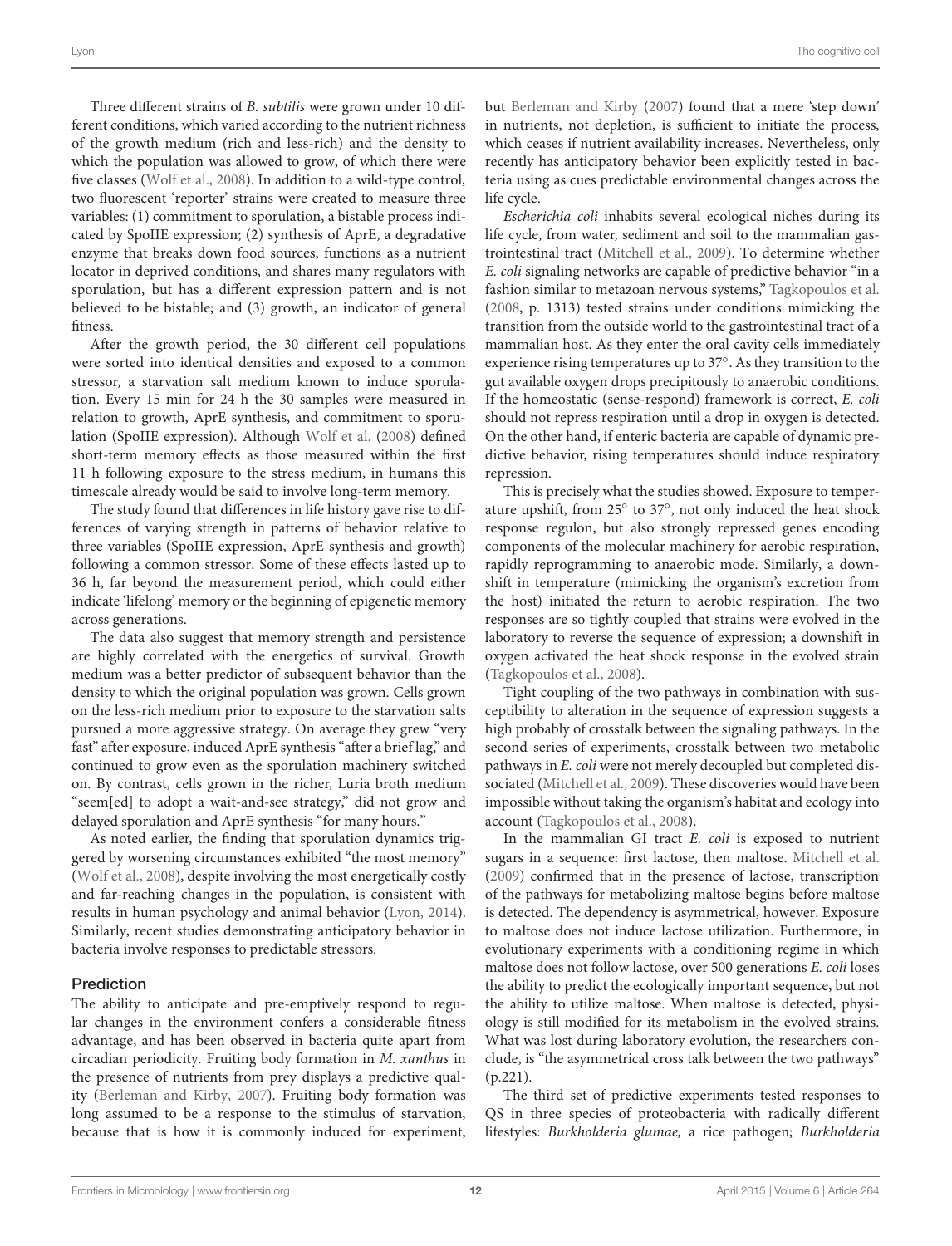Three different strains of *B. subtilis* were grown under 10 different conditions, which varied according to the nutrient richness of the growth medium (rich and less-rich) and the density to which the population was allowed to grow, of which there were five classes (Wolf et al., 2008). In addition to a wild-type control, two fluorescent 'reporter' strains were created to measure three variables: (1) commitment to sporulation, a bistable process indicated by SpoIIE expression; (2) synthesis of AprE, a degradative enzyme that breaks down food sources, functions as a nutrient locator in deprived conditions, and shares many regulators with sporulation, but has a different expression pattern and is not believed to be bistable; and (3) growth, an indicator of general fitness.

After the growth period, the 30 different cell populations were sorted into identical densities and exposed to a common stressor, a starvation salt medium known to induce sporulation. Every 15 min for 24 h the 30 samples were measured in relation to growth, AprE synthesis, and commitment to sporulation (SpoIIE expression). Although Wolf et al. (2008) defined short-term memory effects as those measured within the first 11 h following exposure to the stress medium, in humans this timescale already would be said to involve long-term memory.

The study found that differences in life history gave rise to differences of varying strength in patterns of behavior relative to three variables (SpoIIE expression, AprE synthesis and growth) following a common stressor. Some of these effects lasted up to 36 h, far beyond the measurement period, which could either indicate 'lifelong' memory or the beginning of epigenetic memory across generations.

The data also suggest that memory strength and persistence are highly correlated with the energetics of survival. Growth medium was a better predictor of subsequent behavior than the density to which the original population was grown. Cells grown on the less-rich medium prior to exposure to the starvation salts pursued a more aggressive strategy. On average they grew "very fast" after exposure, induced AprE synthesis "after a brief lag," and continued to grow even as the sporulation machinery switched on. By contrast, cells grown in the richer, Luria broth medium "seem[ed] to adopt a wait-and-see strategy," did not grow and delayed sporulation and AprE synthesis "for many hours."

As noted earlier, the finding that sporulation dynamics triggered by worsening circumstances exhibited "the most memory" (Wolf et al., 2008), despite involving the most energetically costly and far-reaching changes in the population, is consistent with results in human psychology and animal behavior (Lyon, 2014). Similarly, recent studies demonstrating anticipatory behavior in bacteria involve responses to predictable stressors.

### Prediction

The ability to anticipate and pre-emptively respond to regular changes in the environment confers a considerable fitness advantage, and has been observed in bacteria quite apart from circadian periodicity. Fruiting body formation in *M. xanthus* in the presence of nutrients from prey displays a predictive quality (Berleman and Kirby, 2007). Fruiting body formation was long assumed to be a response to the stimulus of starvation, because that is how it is commonly induced for experiment, but Berleman and Kirby (2007) found that a mere 'step down' in nutrients, not depletion, is sufficient to initiate the process, which ceases if nutrient availability increases. Nevertheless, only recently has anticipatory behavior been explicitly tested in bacteria using as cues predictable environmental changes across the life cycle.

*Escherichia coli* inhabits several ecological niches during its life cycle, from water, sediment and soil to the mammalian gastrointestinal tract (Mitchell et al., 2009). To determine whether *E. coli* signaling networks are capable of predictive behavior "in a fashion similar to metazoan nervous systems," Tagkopoulos et al. (2008, p. 1313) tested strains under conditions mimicking the transition from the outside world to the gastrointestinal tract of a mammalian host. As they enter the oral cavity cells immediately experience rising temperatures up to 37°. As they transition to the gut available oxygen drops precipitously to anaerobic conditions. If the homeostatic (sense-respond) framework is correct, *E. coli* should not repress respiration until a drop in oxygen is detected. On the other hand, if enteric bacteria are capable of dynamic predictive behavior, rising temperatures should induce respiratory repression.

This is precisely what the studies showed. Exposure to temperature upshift, from 25° to 37°, not only induced the heat shock response regulon, but also strongly repressed genes encoding components of the molecular machinery for aerobic respiration, rapidly reprogramming to anaerobic mode. Similarly, a downshift in temperature (mimicking the organism's excretion from the host) initiated the return to aerobic respiration. The two responses are so tightly coupled that strains were evolved in the laboratory to reverse the sequence of expression; a downshift in oxygen activated the heat shock response in the evolved strain (Tagkopoulos et al., 2008).

Tight coupling of the two pathways in combination with susceptibility to alteration in the sequence of expression suggests a high probably of crosstalk between the signaling pathways. In the second series of experiments, crosstalk between two metabolic pathways in *E. coli* were not merely decoupled but completed dissociated (Mitchell et al., 2009). These discoveries would have been impossible without taking the organism's habitat and ecology into account (Tagkopoulos et al., 2008).

In the mammalian GI tract *E. coli* is exposed to nutrient sugars in a sequence: first lactose, then maltose. Mitchell et al. (2009) confirmed that in the presence of lactose, transcription of the pathways for metabolizing maltose begins before maltose is detected. The dependency is asymmetrical, however. Exposure to maltose does not induce lactose utilization. Furthermore, in evolutionary experiments with a conditioning regime in which maltose does not follow lactose, over 500 generations *E. coli* loses the ability to predict the ecologically important sequence, but not the ability to utilize maltose. When maltose is detected, physiology is still modified for its metabolism in the evolved strains. What was lost during laboratory evolution, the researchers conclude, is "the asymmetrical cross talk between the two pathways" (p.221).

The third set of predictive experiments tested responses to QS in three species of proteobacteria with radically different lifestyles: *Burkholderia glumae,* a rice pathogen; *Burkholderia*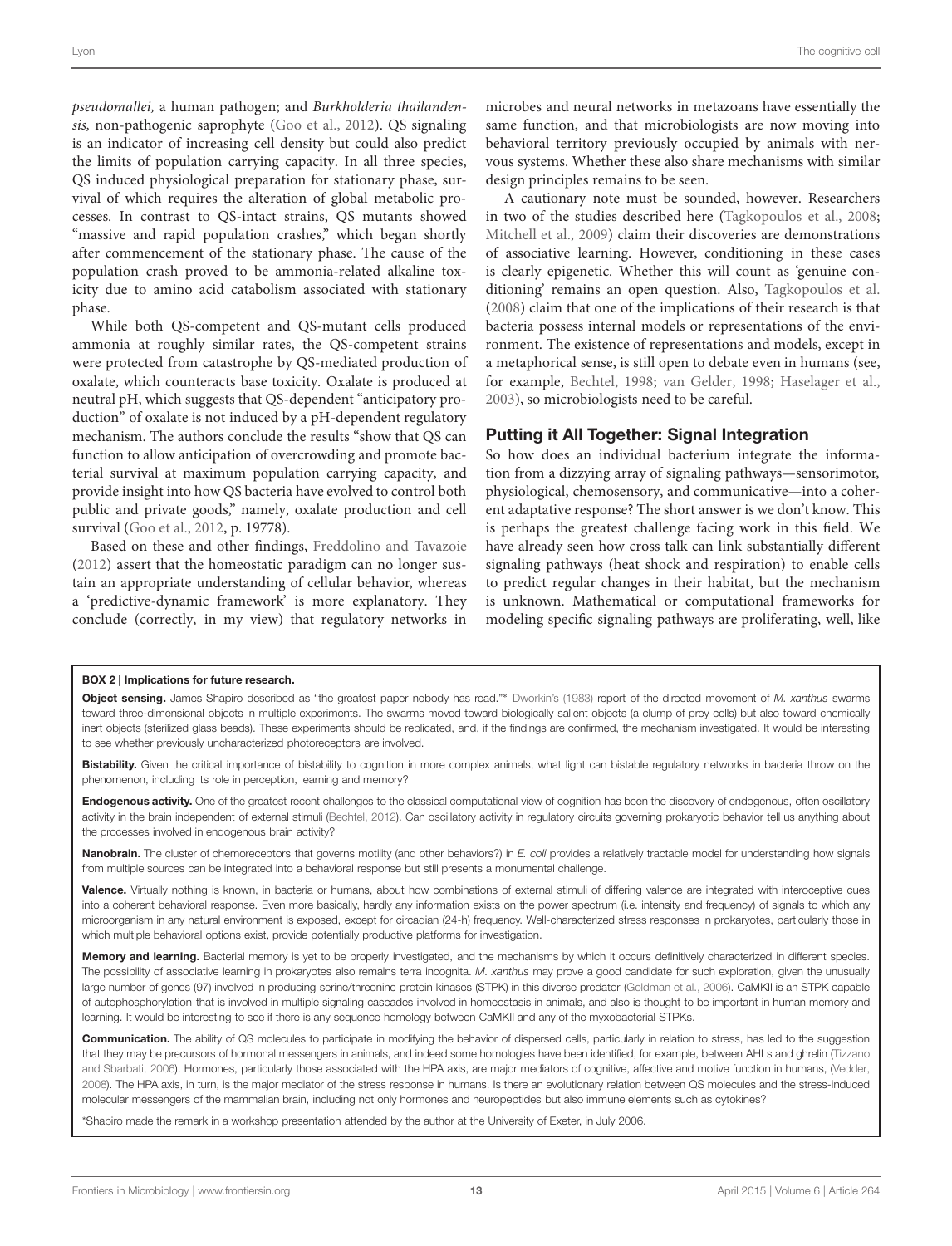*pseudomallei,* a human pathogen; and *Burkholderia thailandensis,* non-pathogenic saprophyte (Goo et al., 2012). QS signaling is an indicator of increasing cell density but could also predict the limits of population carrying capacity. In all three species, QS induced physiological preparation for stationary phase, survival of which requires the alteration of global metabolic processes. In contrast to QS-intact strains, QS mutants showed "massive and rapid population crashes," which began shortly after commencement of the stationary phase. The cause of the population crash proved to be ammonia-related alkaline toxicity due to amino acid catabolism associated with stationary phase.

While both QS-competent and QS-mutant cells produced ammonia at roughly similar rates, the QS-competent strains were protected from catastrophe by QS-mediated production of oxalate, which counteracts base toxicity. Oxalate is produced at neutral pH, which suggests that QS-dependent "anticipatory production" of oxalate is not induced by a pH-dependent regulatory mechanism. The authors conclude the results "show that QS can function to allow anticipation of overcrowding and promote bacterial survival at maximum population carrying capacity, and provide insight into how QS bacteria have evolved to control both public and private goods," namely, oxalate production and cell survival (Goo et al., 2012, p. 19778).

Based on these and other findings, Freddolino and Tavazoie (2012) assert that the homeostatic paradigm can no longer sustain an appropriate understanding of cellular behavior, whereas a 'predictive-dynamic framework' is more explanatory. They conclude (correctly, in my view) that regulatory networks in microbes and neural networks in metazoans have essentially the same function, and that microbiologists are now moving into behavioral territory previously occupied by animals with nervous systems. Whether these also share mechanisms with similar design principles remains to be seen.

A cautionary note must be sounded, however. Researchers in two of the studies described here (Tagkopoulos et al., 2008; Mitchell et al., 2009) claim their discoveries are demonstrations of associative learning. However, conditioning in these cases is clearly epigenetic. Whether this will count as 'genuine conditioning' remains an open question. Also, Tagkopoulos et al. (2008) claim that one of the implications of their research is that bacteria possess internal models or representations of the environment. The existence of representations and models, except in a metaphorical sense, is still open to debate even in humans (see, for example, Bechtel, 1998; van Gelder, 1998; Haselager et al., 2003), so microbiologists need to be careful.

## Putting it All Together: Signal Integration

So how does an individual bacterium integrate the information from a dizzying array of signaling pathways—sensorimotor, physiological, chemosensory, and communicative—into a coherent adaptative response? The short answer is we don't know. This is perhaps the greatest challenge facing work in this field. We have already seen how cross talk can link substantially different signaling pathways (heat shock and respiration) to enable cells to predict regular changes in their habitat, but the mechanism is unknown. Mathematical or computational frameworks for modeling specific signaling pathways are proliferating, well, like

**BOX 2 | Implications for future research.**

**Object sensing.** James Shapiro described as "the greatest paper nobody has read."* Dworkin's (1983) report of the directed movement of *M. xanthus* swarms toward three-dimensional objects in multiple experiments. The swarms moved toward biologically salient objects (a clump of prey cells) but also toward chemically inert objects (sterilized glass beads). These experiments should be replicated, and, if the findings are confirmed, the mechanism investigated. It would be interesting to see whether previously uncharacterized photoreceptors are involved.

**Bistability.** Given the critical importance of bistability to cognition in more complex animals, what light can bistable regulatory networks in bacteria throw on the phenomenon, including its role in perception, learning and memory?

**Endogenous activity.** One of the greatest recent challenges to the classical computational view of cognition has been the discovery of endogenous, often oscillatory activity in the brain independent of external stimuli (Bechtel, 2012). Can oscillatory activity in regulatory circuits governing prokaryotic behavior tell us anything about the processes involved in endogenous brain activity?

**Nanobrain.** The cluster of chemoreceptors that governs motility (and other behaviors?) in *E. coli* provides a relatively tractable model for understanding how signals from multiple sources can be integrated into a behavioral response but still presents a monumental challenge.

**Valence.** Virtually nothing is known, in bacteria or humans, about how combinations of external stimuli of differing valence are integrated with interoceptive cues into a coherent behavioral response. Even more basically, hardly any information exists on the power spectrum (i.e. intensity and frequency) of signals to which any microorganism in any natural environment is exposed, except for circadian (24-h) frequency. Well-characterized stress responses in prokaryotes, particularly those in which multiple behavioral options exist, provide potentially productive platforms for investigation.

**Memory and learning.** Bacterial memory is yet to be properly investigated, and the mechanisms by which it occurs definitively characterized in different species. The possibility of associative learning in prokaryotes also remains terra incognita. *M. xanthus* may prove a good candidate for such exploration, given the unusually large number of genes (97) involved in producing serine/threonine protein kinases (STPK) in this diverse predator (Goldman et al., 2006). CaMKII is an STPK capable of autophosphorylation that is involved in multiple signaling cascades involved in homeostasis in animals, and also is thought to be important in human memory and learning. It would be interesting to see if there is any sequence homology between CaMKII and any of the myxobacterial STPKs.

**Communication.** The ability of QS molecules to participate in modifying the behavior of dispersed cells, particularly in relation to stress, has led to the suggestion that they may be precursors of hormonal messengers in animals, and indeed some homologies have been identified, for example, between AHLs and ghrelin (Tizzano and Sbarbati, 2006). Hormones, particularly those associated with the HPA axis, are major mediators of cognitive, affective and motive function in humans, (Vedder, 2008). The HPA axis, in turn, is the major mediator of the stress response in humans. Is there an evolutionary relation between QS molecules and the stress-induced molecular messengers of the mammalian brain, including not only hormones and neuropeptides but also immune elements such as cytokines?

*Shapiro made the remark in a workshop presentation attended by the author at the University of Exeter, in July 2006.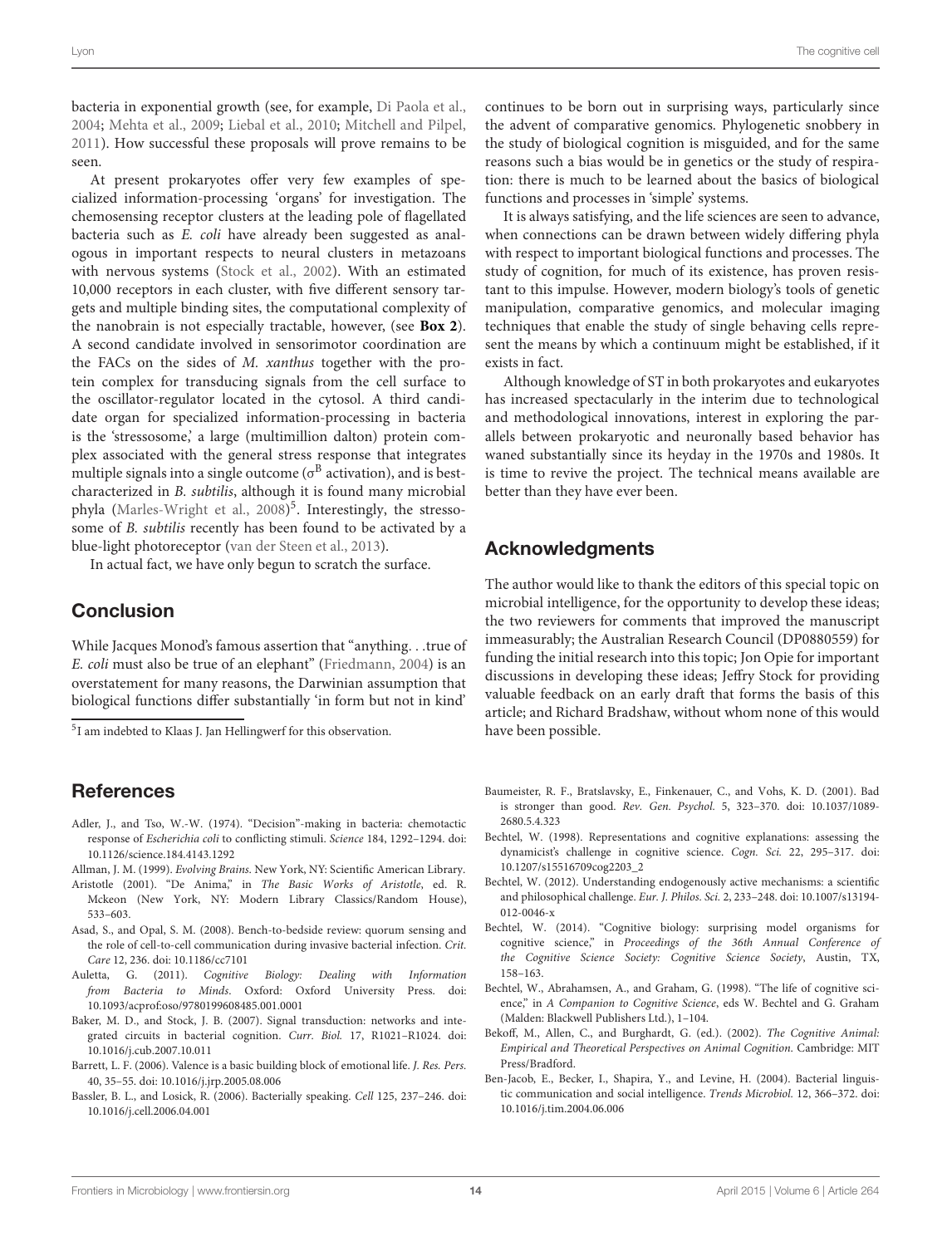bacteria in exponential growth (see, for example, Di Paola et al., 2004; Mehta et al., 2009; Liebal et al., 2010; Mitchell and Pilpel, 2011). How successful these proposals will prove remains to be seen.

At present prokaryotes offer very few examples of specialized information-processing 'organs' for investigation. The chemosensing receptor clusters at the leading pole of flagellated bacteria such as *E. coli* have already been suggested as analogous in important respects to neural clusters in metazoans with nervous systems (Stock et al., 2002). With an estimated 10,000 receptors in each cluster, with five different sensory targets and multiple binding sites, the computational complexity of the nanobrain is not especially tractable, however, (see **Box 2**). A second candidate involved in sensorimotor coordination are the FACs on the sides of *M. xanthus* together with the protein complex for transducing signals from the cell surface to the oscillator-regulator located in the cytosol. A third candidate organ for specialized information-processing in bacteria is the 'stressosome,' a large (multimillion dalton) protein complex associated with the general stress response that integrates multiple signals into a single outcome ($\sigma^B$ activation), and is best-characterized in *B. subtilis*, although it is found many microbial phyla (Marles-Wright et al., 2008)[5]. Interestingly, the stressosome of *B. subtilis* recently has been found to be activated by a blue-light photoreceptor (van der Steen et al., 2013).

In actual fact, we have only begun to scratch the surface.

## Conclusion

While Jacques Monod's famous assertion that "anything. . .true of *E. coli* must also be true of an elephant" (Friedmann, 2004) is an overstatement for many reasons, the Darwinian assumption that biological functions differ substantially 'in form but not in kind' continues to be born out in surprising ways, particularly since the advent of comparative genomics. Phylogenetic snobbery in the study of biological cognition is misguided, and for the same reasons such a bias would be in genetics or the study of respiration: there is much to be learned about the basics of biological functions and processes in 'simple' systems.

It is always satisfying, and the life sciences are seen to advance, when connections can be drawn between widely differing phyla with respect to important biological functions and processes. The study of cognition, for much of its existence, has proven resistant to this impulse. However, modern biology's tools of genetic manipulation, comparative genomics, and molecular imaging techniques that enable the study of single behaving cells represent the means by which a continuum might be established, if it exists in fact.

Although knowledge of ST in both prokaryotes and eukaryotes has increased spectacularly in the interim due to technological and methodological innovations, interest in exploring the parallels between prokaryotic and neuronally based behavior has waned substantially since its heyday in the 1970s and 1980s. It is time to revive the project. The technical means available are better than they have ever been.

[5] I am indebted to Klaas J. Jan Hellingwerf for this observation.

## Acknowledgments

The author would like to thank the editors of this special topic on microbial intelligence, for the opportunity to develop these ideas; the two reviewers for comments that improved the manuscript immeasurably; the Australian Research Council (DP0880559) for funding the initial research into this topic; Jon Opie for important discussions in developing these ideas; Jeffry Stock for providing valuable feedback on an early draft that forms the basis of this article; and Richard Bradshaw, without whom none of this would have been possible.

## References

Adler, J., and Tso, W.-W. (1974). "Decision"-making in bacteria: chemotactic response of *Escherichia coli* to conflicting stimuli. *Science* 184, 1292–1294. doi: 10.1126/science.184.4143.1292

Allman, J. M. (1999). *Evolving Brains*. New York, NY: Scientific American Library.

Aristotle (2001). "De Anima," in *The Basic Works of Aristotle*, ed. R. Mckeon (New York, NY: Modern Library Classics/Random House), 533–603.

Asad, S., and Opal, S. M. (2008). Bench-to-bedside review: quorum sensing and the role of cell-to-cell communication during invasive bacterial infection. *Crit. Care* 12, 236. doi: 10.1186/cc7101

Auletta, G. (2011). *Cognitive Biology: Dealing with Information from Bacteria to Minds*. Oxford: Oxford University Press. doi: 10.1093/acprof:oso/9780199608485.001.0001

Baker, M. D., and Stock, J. B. (2007). Signal transduction: networks and integrated circuits in bacterial cognition. *Curr. Biol.* 17, R1021–R1024. doi: 10.1016/j.cub.2007.10.011

Barrett, L. F. (2006). Valence is a basic building block of emotional life. *J. Res. Pers.* 40, 35–55. doi: 10.1016/j.jrp.2005.08.006

Bassler, B. L., and Losick, R. (2006). Bacterially speaking. *Cell* 125, 237–246. doi: 10.1016/j.cell.2006.04.001

Baumeister, R. F., Bratslavsky, E., Finkenauer, C., and Vohs, K. D. (2001). Bad is stronger than good. *Rev. Gen. Psychol.* 5, 323–370. doi: 10.1037/1089-2680.5.4.323

Bechtel, W. (1998). Representations and cognitive explanations: assessing the dynamicist's challenge in cognitive science. *Cogn. Sci.* 22, 295–317. doi: 10.1207/s15516709cog2203_2

Bechtel, W. (2012). Understanding endogenously active mechanisms: a scientific and philosophical challenge. *Eur. J. Philos. Sci.* 2, 233–248. doi: 10.1007/s13194-012-0046-x

Bechtel, W. (2014). "Cognitive biology: surprising model organisms for cognitive science," in *Proceedings of the 36th Annual Conference of the Cognitive Science Society: Cognitive Science Society*, Austin, TX, 158–163.

Bechtel, W., Abrahamsen, A., and Graham, G. (1998). "The life of cognitive science," in *A Companion to Cognitive Science*, eds W. Bechtel and G. Graham (Malden: Blackwell Publishers Ltd.), 1–104.

Bekoff, M., Allen, C., and Burghardt, G. (ed.). (2002). *The Cognitive Animal: Empirical and Theoretical Perspectives on Animal Cognition*. Cambridge: MIT Press/Bradford.

Ben-Jacob, E., Becker, I., Shapira, Y., and Levine, H. (2004). Bacterial linguistic communication and social intelligence. *Trends Microbiol.* 12, 366–372. doi: 10.1016/j.tim.2004.06.006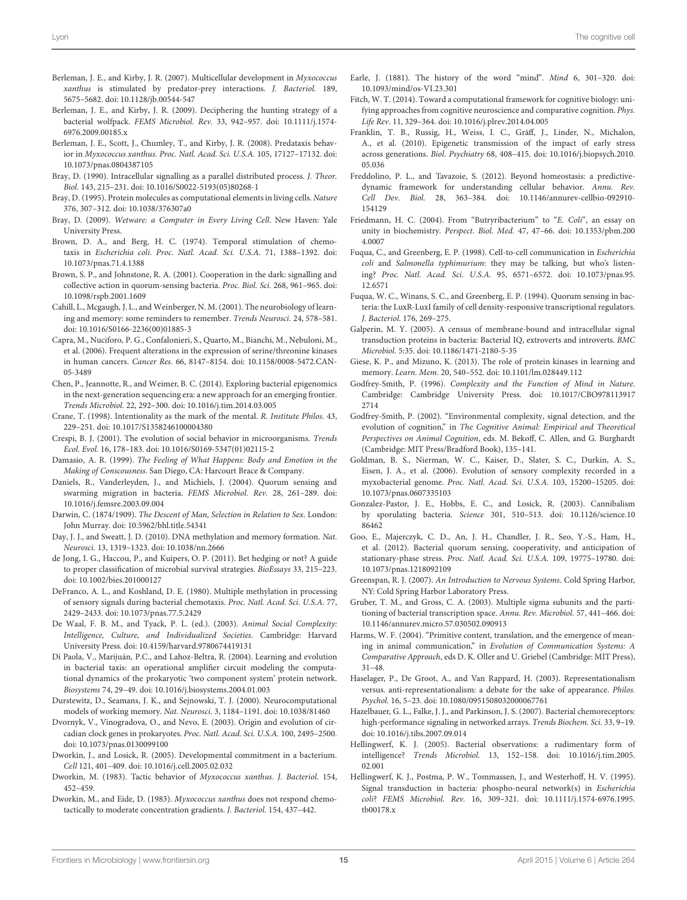Berleman, J. E., and Kirby, J. R. (2007). Multicellular development in *Myxococcus xanthus* is stimulated by predator-prey interactions. *J. Bacteriol.* 189, 5675–5682. doi: 10.1128/jb.00544-547

Berleman, J. E., and Kirby, J. R. (2009). Deciphering the hunting strategy of a bacterial wolfpack. *FEMS Microbiol. Rev.* 33, 942–957. doi: 10.1111/j.1574-6976.2009.00185.x

Berleman, J. E., Scott, J., Chumley, T., and Kirby, J. R. (2008). Predataxis behavior in *Myxococcus xanthus*. *Proc. Natl. Acad. Sci. U.S.A.* 105, 17127–17132. doi: 10.1073/pnas.0804387105

Bray, D. (1990). Intracellular signalling as a parallel distributed process. *J. Theor. Biol.* 143, 215–231. doi: 10.1016/S0022-5193(05)80268-1

Bray, D. (1995). Protein molecules as computational elements in living cells. *Nature* 376, 307–312. doi: 10.1038/376307a0

Bray, D. (2009). *Wetware: a Computer in Every Living Cell*. New Haven: Yale University Press.

Brown, D. A., and Berg, H. C. (1974). Temporal stimulation of chemotaxis in *Escherichia coli*. *Proc. Natl. Acad. Sci. U.S.A.* 71, 1388–1392. doi: 10.1073/pnas.71.4.1388

Brown, S. P., and Johnstone, R. A. (2001). Cooperation in the dark: signalling and collective action in quorum-sensing bacteria. *Proc. Biol. Sci.* 268, 961–965. doi: 10.1098/rspb.2001.1609

Cahill, L., Mcgaugh, J. L., and Weinberger, N. M. (2001). The neurobiology of learning and memory: some reminders to remember. *Trends Neurosci.* 24, 578–581. doi: 10.1016/S0166-2236(00)01885-3

Capra, M., Nuciforo, P. G., Confalonieri, S., Quarto, M., Bianchi, M., Nebuloni, M., et al. (2006). Frequent alterations in the expression of serine/threonine kinases in human cancers. *Cancer Res.* 66, 8147–8154. doi: 10.1158/0008-5472.CAN-05-3489

Chen, P., Jeannotte, R., and Weimer, B. C. (2014). Exploring bacterial epigenomics in the next-generation sequencing era: a new approach for an emerging frontier. *Trends Microbiol.* 22, 292–300. doi: 10.1016/j.tim.2014.03.005

Crane, T. (1998). Intentionality as the mark of the mental. *R. Institute Philos.* 43, 229–251. doi: 10.1017/S1358246100004380

Crespi, B. J. (2001). The evolution of social behavior in microorganisms. *Trends Ecol. Evol.* 16, 178–183. doi: 10.1016/S0169-5347(01)02115-2

Damasio, A. R. (1999). *The Feeling of What Happens: Body and Emotion in the Making of Conscousness*. San Diego, CA: Harcourt Brace & Company.

Daniels, R., Vanderleyden, J., and Michiels, J. (2004). Quorum sensing and swarming migration in bacteria. *FEMS Microbiol. Rev.* 28, 261–289. doi: 10.1016/j.femsre.2003.09.004

Darwin, C. (1874/1909). *The Descent of Man, Selection in Relation to Sex*. London: John Murray. doi: 10.5962/bhl.title.54341

Day, J. J., and Sweatt, J. D. (2010). DNA methylation and memory formation. *Nat. Neurosci.* 13, 1319–1323. doi: 10.1038/nn.2666

de Jong, I. G., Haccou, P., and Kuipers, O. P. (2011). Bet hedging or not? A guide to proper classification of microbial survival strategies. *BioEssays* 33, 215–223. doi: 10.1002/bies.201000127

DeFranco, A. L., and Koshland, D. E. (1980). Multiple methylation in processing of sensory signals during bacterial chemotaxis. *Proc. Natl. Acad. Sci. U.S.A.* 77, 2429–2433. doi: 10.1073/pnas.77.5.2429

De Waal, F. B. M., and Tyack, P. L. (ed.). (2003). *Animal Social Complexity: Intelligence, Culture, and Individualized Societies*. Cambridge: Harvard University Press. doi: 10.4159/harvard.9780674419131

Di Paola, V., Marijuán, P.C., and Lahoz-Beltra, R. (2004). Learning and evolution in bacterial taxis: an operational amplifier circuit modeling the computational dynamics of the prokaryotic 'two component system' protein network. *Biosystems* 74, 29–49. doi: 10.1016/j.biosystems.2004.01.003

Durstewitz, D., Seamans, J. K., and Sejnowski, T. J. (2000). Neurocomputational models of working memory. *Nat. Neurosci.* 3, 1184–1191. doi: 10.1038/81460

Dvornyk, V., Vinogradova, O., and Nevo, E. (2003). Origin and evolution of circadian clock genes in prokaryotes. *Proc. Natl. Acad. Sci. U.S.A.* 100, 2495–2500. doi: 10.1073/pnas.0130099100

Dworkin, J., and Losick, R. (2005). Developmental commitment in a bacterium. *Cell* 121, 401–409. doi: 10.1016/j.cell.2005.02.032

Dworkin, M. (1983). Tactic behavior of *Myxococcus xanthus*. *J. Bacteriol.* 154, 452–459.

Dworkin, M., and Eide, D. (1983). *Myxococcus xanthus* does not respond chemotactically to moderate concentration gradients. *J. Bacteriol.* 154, 437–442.

Earle, J. (1881). The history of the word "mind". *Mind* 6, 301–320. doi: 10.1093/mind/os-VI.23.301

Fitch, W. T. (2014). Toward a computational framework for cognitive biology: unifying approaches from cognitive neuroscience and comparative cognition. *Phys. Life Rev.* 11, 329–364. doi: 10.1016/j.plrev.2014.04.005

Franklin, T. B., Russig, H., Weiss, I. C., Gräff, J., Linder, N., Michalon, A., et al. (2010). Epigenetic transmission of the impact of early stress across generations. *Biol. Psychiatry* 68, 408–415. doi: 10.1016/j.biopsych.2010.05.036

Freddolino, P. L., and Tavazoie, S. (2012). Beyond homeostasis: a predictive-dynamic framework for understanding cellular behavior. *Annu. Rev. Cell Dev. Biol.* 28, 363–384. doi: 10.1146/annurev-cellbio-092910-154129

Friedmann, H. C. (2004). From "Butyribacterium" to "*E. Coli*", an essay on unity in biochemistry. *Perspect. Biol. Med.* 47, 47–66. doi: 10.1353/pbm.2004.0007

Fuqua, C., and Greenberg, E. P. (1998). Cell-to-cell communication in *Escherichia coli* and *Salmonella typhimurium*: they may be talking, but who's listening? *Proc. Natl. Acad. Sci. U.S.A.* 95, 6571–6572. doi: 10.1073/pnas.95.12.6571

Fuqua, W. C., Winans, S. C., and Greenberg, E. P. (1994). Quorum sensing in bacteria: the LuxR-LuxI family of cell density-responsive transcriptional regulators. *J. Bacteriol.* 176, 269–275.

Galperin, M. Y. (2005). A census of membrane-bound and intracellular signal transduction proteins in bacteria: Bacterial IQ, extroverts and introverts. *BMC Microbiol.* 5:35. doi: 10.1186/1471-2180-5-35

Giese, K. P., and Mizuno, K. (2013). The role of protein kinases in learning and memory. *Learn. Mem.* 20, 540–552. doi: 10.1101/lm.028449.112

Godfrey-Smith, P. (1996). *Complexity and the Function of Mind in Nature*. Cambridge: Cambridge University Press. doi: 10.1017/CBO9781139172714

Godfrey-Smith, P. (2002). "Environmental complexity, signal detection, and the evolution of cognition," in *The Cognitive Animal: Empirical and Theoretical Perspectives on Animal Cognition*, eds. M. Bekoff, C. Allen, and G. Burghardt (Cambridge: MIT Press/Bradford Book), 135–141.

Goldman, B. S., Nierman, W. C., Kaiser, D., Slater, S. C., Durkin, A. S., Eisen, J. A., et al. (2006). Evolution of sensory complexity recorded in a myxobacterial genome. *Proc. Natl. Acad. Sci. U.S.A.* 103, 15200–15205. doi: 10.1073/pnas.0607335103

Gonzalez-Pastor, J. E., Hobbs, E. C., and Losick, R. (2003). Cannibalism by sporulating bacteria. *Science* 301, 510–513. doi: 10.1126/science.1086462

Goo, E., Majerczyk, C. D., An, J. H., Chandler, J. R., Seo, Y.-S., Ham, H., et al. (2012). Bacterial quorum sensing, cooperativity, and anticipation of stationary-phase stress. *Proc. Natl. Acad. Sci. U.S.A.* 109, 19775–19780. doi: 10.1073/pnas.1218092109

Greenspan, R. J. (2007). *An Introduction to Nervous Systems*. Cold Spring Harbor, NY: Cold Spring Harbor Laboratory Press.

Gruber, T. M., and Gross, C. A. (2003). Multiple sigma subunits and the partitioning of bacterial transcription space. *Annu. Rev. Microbiol.* 57, 441–466. doi: 10.1146/annurev.micro.57.030502.090913

Harms, W. F. (2004). "Primitive content, translation, and the emergence of meaning in animal communication," in *Evolution of Communication Systems: A Comparative Approach*, eds D. K. Oller and U. Griebel (Cambridge: MIT Press), 31–48.

Haselager, P., De Groot, A., and Van Rappard, H. (2003). Representationalism versus. anti-representationalism: a debate for the sake of appearance. *Philos. Psychol.* 16, 5–23. doi: 10.1080/0951508032000067761

Hazelbauer, G. L., Falke, J. J., and Parkinson, J. S. (2007). Bacterial chemoreceptors: high-performance signaling in networked arrays. *Trends Biochem. Sci.* 33, 9–19. doi: 10.1016/j.tibs.2007.09.014

Hellingwerf, K. J. (2005). Bacterial observations: a rudimentary form of intelligence? *Trends Microbiol.* 13, 152–158. doi: 10.1016/j.tim.2005.02.001

Hellingwerf, K. J., Postma, P. W., Tommassen, J., and Westerhoff, H. V. (1995). Signal transduction in bacteria: phospho-neural network(s) in *Escherichia coli*? *FEMS Microbiol. Rev.* 16, 309–321. doi: 10.1111/j.1574-6976.1995.tb00178.x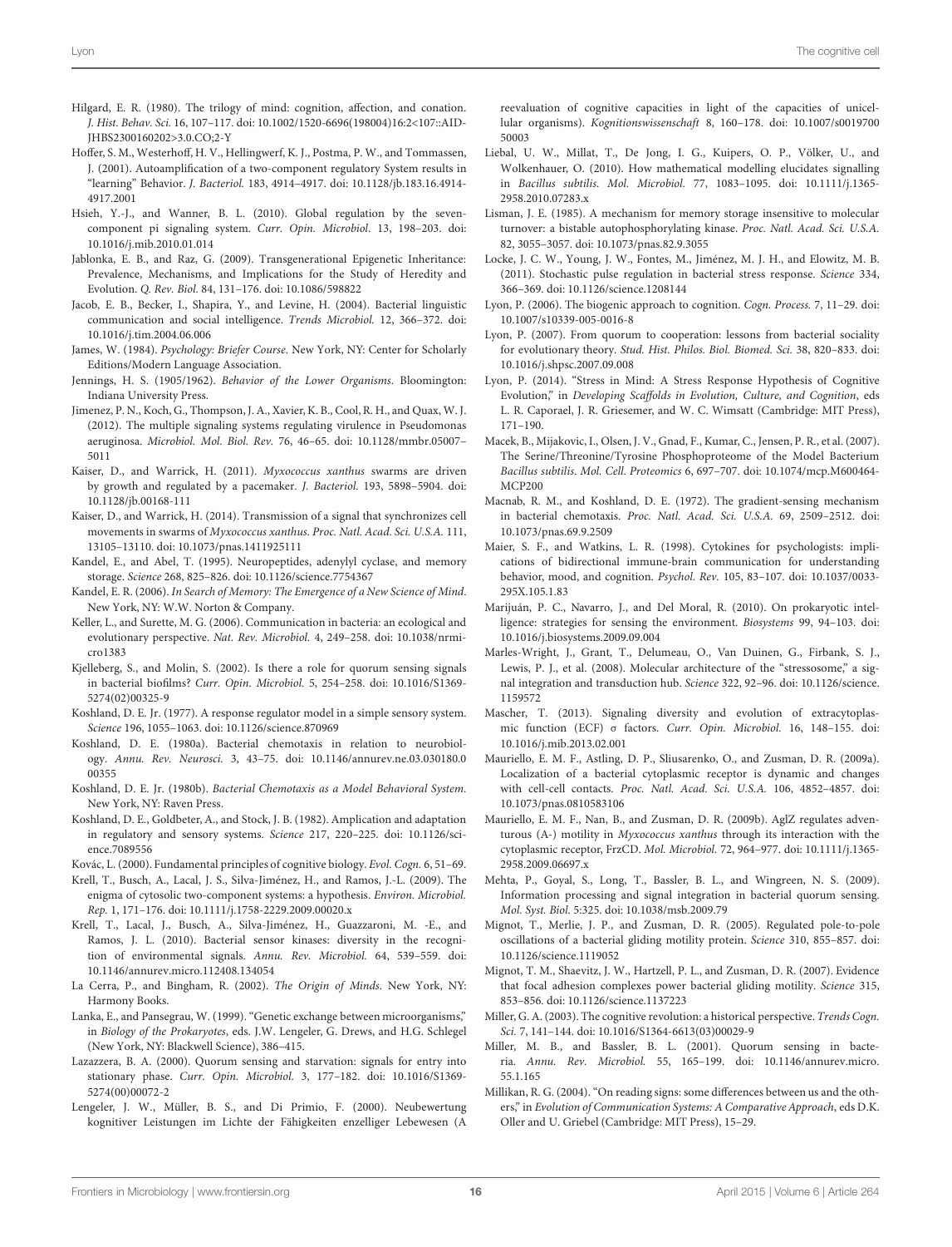Hilgard, E. R. (1980). The trilogy of mind: cognition, affection, and conation. *J. Hist. Behav. Sci.* 16, 107–117. doi: 10.1002/1520-6696(198004)16:2<107::AID-JHBS2300160202>3.0.CO;2-Y

Hoffer, S. M., Westerhoff, H. V., Hellingwerf, K. J., Postma, P. W., and Tommassen, J. (2001). Autoamplification of a two-component regulatory System results in "learning" Behavior. *J. Bacteriol.* 183, 4914–4917. doi: 10.1128/jb.183.16.4914-4917.2001

Hsieh, Y.-J., and Wanner, B. L. (2010). Global regulation by the seven-component pi signaling system. *Curr. Opin. Microbiol.* 13, 198–203. doi: 10.1016/j.mib.2010.01.014

Jablonka, E. B., and Raz, G. (2009). Transgenerational Epigenetic Inheritance: Prevalence, Mechanisms, and Implications for the Study of Heredity and Evolution. *Q. Rev. Biol.* 84, 131–176. doi: 10.1086/598822

Jacob, E. B., Becker, I., Shapira, Y., and Levine, H. (2004). Bacterial linguistic communication and social intelligence. *Trends Microbiol.* 12, 366–372. doi: 10.1016/j.tim.2004.06.006

James, W. (1984). *Psychology: Briefer Course*. New York, NY: Center for Scholarly Editions/Modern Language Association.

Jennings, H. S. (1905/1962). *Behavior of the Lower Organisms*. Bloomington: Indiana University Press.

Jimenez, P. N., Koch, G., Thompson, J. A., Xavier, K. B., Cool, R. H., and Quax, W. J. (2012). The multiple signaling systems regulating virulence in Pseudomonas aeruginosa. *Microbiol. Mol. Biol. Rev.* 76, 46–65. doi: 10.1128/mmbr.05007-5011

Kaiser, D., and Warrick, H. (2011). *Myxococcus xanthus* swarms are driven by growth and regulated by a pacemaker. *J. Bacteriol.* 193, 5898–5904. doi: 10.1128/jb.00168-111

Kaiser, D., and Warrick, H. (2014). Transmission of a signal that synchronizes cell movements in swarms of *Myxococcus xanthus*. *Proc. Natl. Acad. Sci. U.S.A.* 111, 13105–13110. doi: 10.1073/pnas.1411925111

Kandel, E., and Abel, T. (1995). Neuropeptides, adenylyl cyclase, and memory storage. *Science* 268, 825–826. doi: 10.1126/science.7754367

Kandel, E. R. (2006). *In Search of Memory: The Emergence of a New Science of Mind*. New York, NY: W.W. Norton & Company.

Keller, L., and Surette, M. G. (2006). Communication in bacteria: an ecological and evolutionary perspective. *Nat. Rev. Microbiol.* 4, 249–258. doi: 10.1038/nrmicro1383

Kjelleberg, S., and Molin, S. (2002). Is there a role for quorum sensing signals in bacterial biofilms? *Curr. Opin. Microbiol.* 5, 254–258. doi: 10.1016/S1369-5274(02)00325-9

Koshland, D. E. Jr. (1977). A response regulator model in a simple sensory system. *Science* 196, 1055–1063. doi: 10.1126/science.870969

Koshland, D. E. (1980a). Bacterial chemotaxis in relation to neurobiology. *Annu. Rev. Neurosci.* 3, 43–75. doi: 10.1146/annurev.ne.03.030180.000355

Koshland, D. E. Jr. (1980b). *Bacterial Chemotaxis as a Model Behavioral System*. New York, NY: Raven Press.

Koshland, D. E., Goldbeter, A., and Stock, J. B. (1982). Amplication and adaptation in regulatory and sensory systems. *Science* 217, 220–225. doi: 10.1126/science.7089556

Kovác, L. (2000). Fundamental principles of cognitive biology. *Evol. Cogn.* 6, 51–69.

Krell, T., Busch, A., Lacal, J. S., Silva-Jiménez, H., and Ramos, J.-L. (2009). The enigma of cytosolic two-component systems: a hypothesis. *Environ. Microbiol. Rep.* 1, 171–176. doi: 10.1111/j.1758-2229.2009.00020.x

Krell, T., Lacal, J., Busch, A., Silva-Jiménez, H., Guazzaroni, M. -E., and Ramos, J. L. (2010). Bacterial sensor kinases: diversity in the recognition of environmental signals. *Annu. Rev. Microbiol.* 64, 539–559. doi: 10.1146/annurev.micro.112408.134054

La Cerra, P., and Bingham, R. (2002). *The Origin of Minds*. New York, NY: Harmony Books.

Lanka, E., and Pansegrau, W. (1999). "Genetic exchange between microorganisms," in *Biology of the Prokaryotes*, eds. J.W. Lengeler, G. Drews, and H.G. Schlegel (New York, NY: Blackwell Science), 386–415.

Lazazzera, B. A. (2000). Quorum sensing and starvation: signals for entry into stationary phase. *Curr. Opin. Microbiol.* 3, 177–182. doi: 10.1016/S1369-5274(00)00072-2

Lengeler, J. W., Müller, B. S., and Di Primio, F. (2000). Neubewertung kognitiver Leistungen im Lichte der Fähigkeiten enzelliger Lebewesen (A reevaluation of cognitive capacities in light of the capacities of unicellular organisms). *Kognitionswissenschaft* 8, 160–178. doi: 10.1007/s001970050003

Liebal, U. W., Millat, T., De Jong, I. G., Kuipers, O. P., Völker, U., and Wolkenhauer, O. (2010). How mathematical modelling elucidates signalling in *Bacillus subtilis*. *Mol. Microbiol.* 77, 1083–1095. doi: 10.1111/j.1365-2958.2010.07283.x

Lisman, J. E. (1985). A mechanism for memory storage insensitive to molecular turnover: a bistable autophosphorylating kinase. *Proc. Natl. Acad. Sci. U.S.A.* 82, 3055–3057. doi: 10.1073/pnas.82.9.3055

Locke, J. C. W., Young, J. W., Fontes, M., Jiménez, M. J. H., and Elowitz, M. B. (2011). Stochastic pulse regulation in bacterial stress response. *Science* 334, 366–369. doi: 10.1126/science.1208144

Lyon, P. (2006). The biogenic approach to cognition. *Cogn. Process.* 7, 11–29. doi: 10.1007/s10339-005-0016-8

Lyon, P. (2007). From quorum to cooperation: lessons from bacterial sociality for evolutionary theory. *Stud. Hist. Philos. Biol. Biomed. Sci.* 38, 820–833. doi: 10.1016/j.shpsc.2007.09.008

Lyon, P. (2014). "Stress in Mind: A Stress Response Hypothesis of Cognitive Evolution," in *Developing Scaffolds in Evolution, Culture, and Cognition*, eds L. R. Caporael, J. R. Griesemer, and W. C. Wimsatt (Cambridge: MIT Press), 171–190.

Macek, B., Mijakovic, I., Olsen, J. V., Gnad, F., Kumar, C., Jensen, P. R., et al. (2007). The Serine/Threonine/Tyrosine Phosphoproteome of the Model Bacterium *Bacillus subtilis*. *Mol. Cell. Proteomics* 6, 697–707. doi: 10.1074/mcp.M600464-MCP200

Macnab, R. M., and Koshland, D. E. (1972). The gradient-sensing mechanism in bacterial chemotaxis. *Proc. Natl. Acad. Sci. U.S.A.* 69, 2509–2512. doi: 10.1073/pnas.69.9.2509

Maier, S. F., and Watkins, L. R. (1998). Cytokines for psychologists: implications of bidirectional immune-brain communication for understanding behavior, mood, and cognition. *Psychol. Rev.* 105, 83–107. doi: 10.1037/0033-295X.105.1.83

Marijuán, P. C., Navarro, J., and Del Moral, R. (2010). On prokaryotic intelligence: strategies for sensing the environment. *Biosystems* 99, 94–103. doi: 10.1016/j.biosystems.2009.09.004

Marles-Wright, J., Grant, T., Delumeau, O., Van Duinen, G., Firbank, S. J., Lewis, P. J., et al. (2008). Molecular architecture of the "stressosome," a signal integration and transduction hub. *Science* 322, 92–96. doi: 10.1126/science.1159572

Mascher, T. (2013). Signaling diversity and evolution of extracytoplasmic function (ECF) σ factors. *Curr. Opin. Microbiol.* 16, 148–155. doi: 10.1016/j.mib.2013.02.001

Mauriello, E. M. F., Astling, D. P., Sliusarenko, O., and Zusman, D. R. (2009a). Localization of a bacterial cytoplasmic receptor is dynamic and changes with cell-cell contacts. *Proc. Natl. Acad. Sci. U.S.A.* 106, 4852–4857. doi: 10.1073/pnas.0810583106

Mauriello, E. M. F., Nan, B., and Zusman, D. R. (2009b). AglZ regulates adventurous (A-) motility in *Myxococcus xanthus* through its interaction with the cytoplasmic receptor, FrzCD. *Mol. Microbiol.* 72, 964–977. doi: 10.1111/j.1365-2958.2009.06697.x

Mehta, P., Goyal, S., Long, T., Bassler, B. L., and Wingreen, N. S. (2009). Information processing and signal integration in bacterial quorum sensing. *Mol. Syst. Biol.* 5:325. doi: 10.1038/msb.2009.79

Mignot, T., Merlie, J. P., and Zusman, D. R. (2005). Regulated pole-to-pole oscillations of a bacterial gliding motility protein. *Science* 310, 855–857. doi: 10.1126/science.1119052

Mignot, T. M., Shaevitz, J. W., Hartzell, P. L., and Zusman, D. R. (2007). Evidence that focal adhesion complexes power bacterial gliding motility. *Science* 315, 853–856. doi: 10.1126/science.1137223

Miller, G. A. (2003). The cognitive revolution: a historical perspective. *Trends Cogn. Sci.* 7, 141–144. doi: 10.1016/S1364-6613(03)00029-9

Miller, M. B., and Bassler, B. L. (2001). Quorum sensing in bacteria. *Annu. Rev. Microbiol.* 55, 165–199. doi: 10.1146/annurev.micro.55.1.165

Millikan, R. G. (2004). "On reading signs: some differences between us and the others," in *Evolution of Communication Systems: A Comparative Approach*, eds D.K. Oller and U. Griebel (Cambridge: MIT Press), 15–29.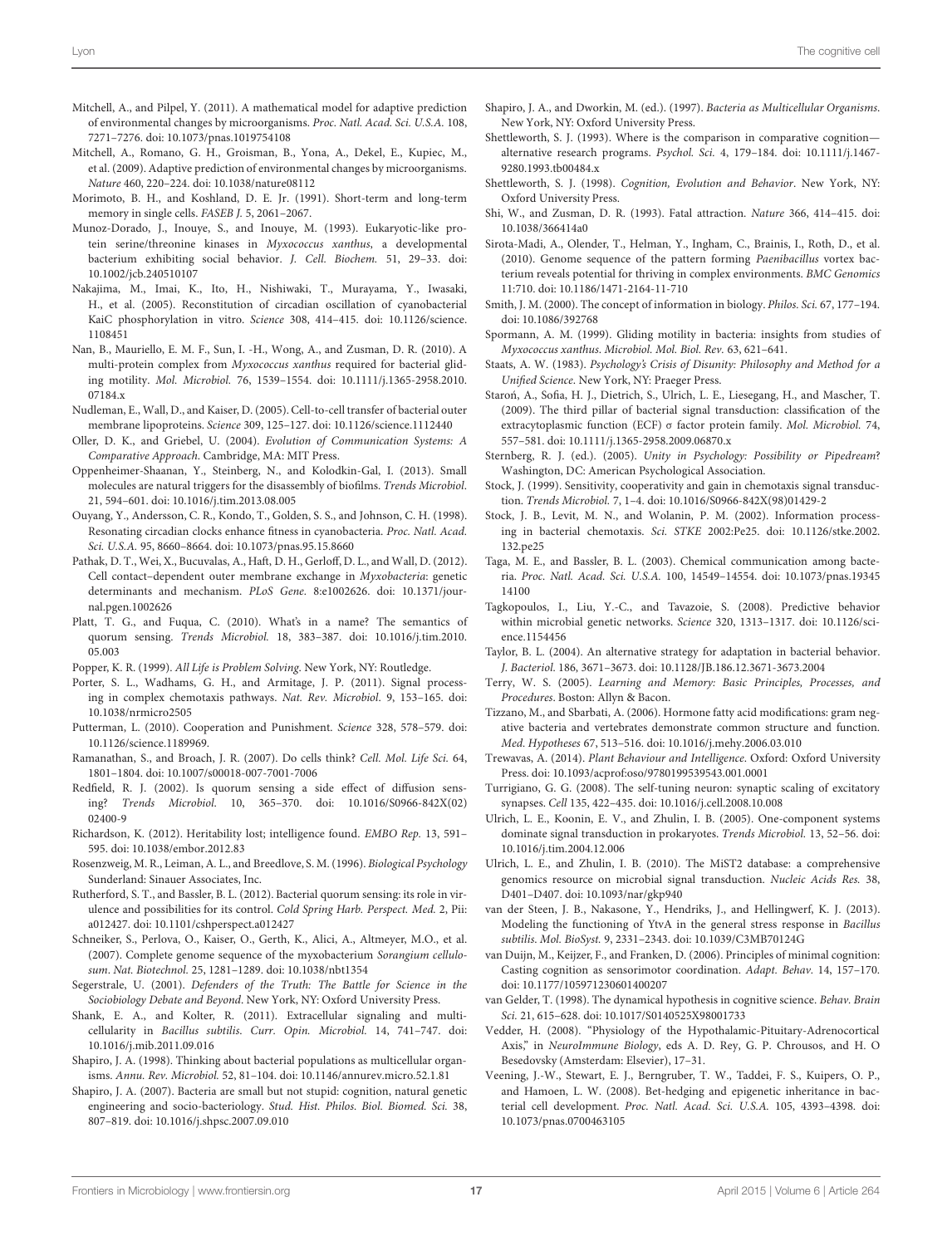Mitchell, A., and Pilpel, Y. (2011). A mathematical model for adaptive prediction of environmental changes by microorganisms. *Proc. Natl. Acad. Sci. U.S.A.* 108, 7271–7276. doi: 10.1073/pnas.1019754108

Mitchell, A., Romano, G. H., Groisman, B., Yona, A., Dekel, E., Kupiec, M., et al. (2009). Adaptive prediction of environmental changes by microorganisms. *Nature* 460, 220–224. doi: 10.1038/nature08112

Morimoto, B. H., and Koshland, D. E. Jr. (1991). Short-term and long-term memory in single cells. *FASEB J.* 5, 2061–2067.

Munoz-Dorado, J., Inouye, S., and Inouye, M. (1993). Eukaryotic-like protein serine/threonine kinases in *Myxococcus xanthus*, a developmental bacterium exhibiting social behavior. *J. Cell. Biochem.* 51, 29–33. doi: 10.1002/jcb.240510107

Nakajima, M., Imai, K., Ito, H., Nishiwaki, T., Murayama, Y., Iwasaki, H., et al. (2005). Reconstitution of circadian oscillation of cyanobacterial KaiC phosphorylation in vitro. *Science* 308, 414–415. doi: 10.1126/science.1108451

Nan, B., Mauriello, E. M. F., Sun, I. -H., Wong, A., and Zusman, D. R. (2010). A multi-protein complex from *Myxococcus xanthus* required for bacterial gliding motility. *Mol. Microbiol.* 76, 1539–1554. doi: 10.1111/j.1365-2958.2010.07184.x

Nudleman, E., Wall, D., and Kaiser, D. (2005). Cell-to-cell transfer of bacterial outer membrane lipoproteins. *Science* 309, 125–127. doi: 10.1126/science.1112440

Oller, D. K., and Griebel, U. (2004). *Evolution of Communication Systems: A Comparative Approach*. Cambridge, MA: MIT Press.

Oppenheimer-Shaanan, Y., Steinberg, N., and Kolodkin-Gal, I. (2013). Small molecules are natural triggers for the disassembly of biofilms. *Trends Microbiol*. 21, 594–601. doi: 10.1016/j.tim.2013.08.005

Ouyang, Y., Andersson, C. R., Kondo, T., Golden, S. S., and Johnson, C. H. (1998). Resonating circadian clocks enhance fitness in cyanobacteria. *Proc. Natl. Acad. Sci. U.S.A.* 95, 8660–8664. doi: 10.1073/pnas.95.15.8660

Pathak, D. T., Wei, X., Bucuvalas, A., Haft, D. H., Gerloff, D. L., and Wall, D. (2012). Cell contact–dependent outer membrane exchange in *Myxobacteria*: genetic determinants and mechanism. *PLoS Gene.* 8:e1002626. doi: 10.1371/journal.pgen.1002626

Platt, T. G., and Fuqua, C. (2010). What's in a name? The semantics of quorum sensing. *Trends Microbiol.* 18, 383–387. doi: 10.1016/j.tim.2010.05.003

Popper, K. R. (1999). *All Life is Problem Solving*. New York, NY: Routledge.

Porter, S. L., Wadhams, G. H., and Armitage, J. P. (2011). Signal processing in complex chemotaxis pathways. *Nat. Rev. Microbiol*. 9, 153–165. doi: 10.1038/nrmicro2505

Putterman, L. (2010). Cooperation and Punishment. *Science* 328, 578–579. doi: 10.1126/science.1189969.

Ramanathan, S., and Broach, J. R. (2007). Do cells think? *Cell. Mol. Life Sci.* 64, 1801–1804. doi: 10.1007/s00018-007-7001-7006

Redfield, R. J. (2002). Is quorum sensing a side effect of diffusion sensing? *Trends Microbiol.* 10, 365–370. doi: 10.1016/S0966-842X(02)02400-9

Richardson, K. (2012). Heritability lost; intelligence found. *EMBO Rep.* 13, 591–595. doi: 10.1038/embor.2012.83

Rosenzweig, M. R., Leiman, A. L., and Breedlove, S. M. (1996). *Biological Psychology* Sunderland: Sinauer Associates, Inc.

Rutherford, S. T., and Bassler, B. L. (2012). Bacterial quorum sensing: its role in virulence and possibilities for its control. *Cold Spring Harb. Perspect. Med.* 2, Pii: a012427. doi: 10.1101/cshperspect.a012427

Schneiker, S., Perlova, O., Kaiser, O., Gerth, K., Alici, A., Altmeyer, M.O., et al. (2007). Complete genome sequence of the myxobacterium *Sorangium cellulosum*. *Nat. Biotechnol.* 25, 1281–1289. doi: 10.1038/nbt1354

Segerstrale, U. (2001). *Defenders of the Truth: The Battle for Science in the Sociobiology Debate and Beyond*. New York, NY: Oxford University Press.

Shank, E. A., and Kolter, R. (2011). Extracellular signaling and multicellularity in *Bacillus subtilis*. *Curr. Opin. Microbiol.* 14, 741–747. doi: 10.1016/j.mib.2011.09.016

Shapiro, J. A. (1998). Thinking about bacterial populations as multicellular organisms. *Annu. Rev. Microbiol.* 52, 81–104. doi: 10.1146/annurev.micro.52.1.81

Shapiro, J. A. (2007). Bacteria are small but not stupid: cognition, natural genetic engineering and socio-bacteriology. *Stud. Hist. Philos. Biol. Biomed. Sci.* 38, 807–819. doi: 10.1016/j.shpsc.2007.09.010

Shapiro, J. A., and Dworkin, M. (ed.). (1997). *Bacteria as Multicellular Organisms*. New York, NY: Oxford University Press.

Shettleworth, S. J. (1993). Where is the comparison in comparative cognition—alternative research programs. *Psychol. Sci.* 4, 179–184. doi: 10.1111/j.1467-9280.1993.tb00484.x

Shettleworth, S. J. (1998). *Cognition, Evolution and Behavior*. New York, NY: Oxford University Press.

Shi, W., and Zusman, D. R. (1993). Fatal attraction. *Nature* 366, 414–415. doi: 10.1038/366414a0

Sirota-Madi, A., Olender, T., Helman, Y., Ingham, C., Brainis, I., Roth, D., et al. (2010). Genome sequence of the pattern forming *Paenibacillus* vortex bacterium reveals potential for thriving in complex environments. *BMC Genomics* 11:710. doi: 10.1186/1471-2164-11-710

Smith, J. M. (2000). The concept of information in biology. *Philos. Sci.* 67, 177–194. doi: 10.1086/392768

Spormann, A. M. (1999). Gliding motility in bacteria: insights from studies of *Myxococcus xanthus*. *Microbiol. Mol. Biol. Rev.* 63, 621–641.

Staats, A. W. (1983). *Psychology's Crisis of Disunity: Philosophy and Method for a Unified Science*. New York, NY: Praeger Press.

Staroń, A., Sofia, H. J., Dietrich, S., Ulrich, L. E., Liesegang, H., and Mascher, T. (2009). The third pillar of bacterial signal transduction: classification of the extracytoplasmic function (ECF) σ factor protein family. *Mol. Microbiol.* 74, 557–581. doi: 10.1111/j.1365-2958.2009.06870.x

Sternberg, R. J. (ed.). (2005). *Unity in Psychology: Possibility or Pipedream*? Washington, DC: American Psychological Association.

Stock, J. (1999). Sensitivity, cooperativity and gain in chemotaxis signal transduction. *Trends Microbiol.* 7, 1–4. doi: 10.1016/S0966-842X(98)01429-2

Stock, J. B., Levit, M. N., and Wolanin, P. M. (2002). Information processing in bacterial chemotaxis. *Sci. STKE* 2002:Pe25. doi: 10.1126/stke.2002.132.pe25

Taga, M. E., and Bassler, B. L. (2003). Chemical communication among bacteria. *Proc. Natl. Acad. Sci. U.S.A.* 100, 14549–14554. doi: 10.1073/pnas.1934514100

Tagkopoulos, I., Liu, Y.-C., and Tavazoie, S. (2008). Predictive behavior within microbial genetic networks. *Science* 320, 1313–1317. doi: 10.1126/science.1154456

Taylor, B. L. (2004). An alternative strategy for adaptation in bacterial behavior. *J. Bacteriol.* 186, 3671–3673. doi: 10.1128/JB.186.12.3671-3673.2004

Terry, W. S. (2005). *Learning and Memory: Basic Principles, Processes, and Procedures*. Boston: Allyn & Bacon.

Tizzano, M., and Sbarbati, A. (2006). Hormone fatty acid modifications: gram negative bacteria and vertebrates demonstrate common structure and function. *Med. Hypotheses* 67, 513–516. doi: 10.1016/j.mehy.2006.03.010

Trewavas, A. (2014). *Plant Behaviour and Intelligence*. Oxford: Oxford University Press. doi: 10.1093/acprof:oso/9780199539543.001.0001

Turrigiano, G. G. (2008). The self-tuning neuron: synaptic scaling of excitatory synapses. *Cell* 135, 422–435. doi: 10.1016/j.cell.2008.10.008

Ulrich, L. E., Koonin, E. V., and Zhulin, I. B. (2005). One-component systems dominate signal transduction in prokaryotes. *Trends Microbiol.* 13, 52–56. doi: 10.1016/j.tim.2004.12.006

Ulrich, L. E., and Zhulin, I. B. (2010). The MiST2 database: a comprehensive genomics resource on microbial signal transduction. *Nucleic Acids Res.* 38, D401–D407. doi: 10.1093/nar/gkp940

van der Steen, J. B., Nakasone, Y., Hendriks, J., and Hellingwerf, K. J. (2013). Modeling the functioning of YtvA in the general stress response in *Bacillus subtilis*. *Mol. BioSyst.* 9, 2331–2343. doi: 10.1039/C3MB70124G

van Duijn, M., Keijzer, F., and Franken, D. (2006). Principles of minimal cognition: Casting cognition as sensorimotor coordination. *Adapt. Behav.* 14, 157–170. doi: 10.1177/105971230601400207

van Gelder, T. (1998). The dynamical hypothesis in cognitive science. *Behav. Brain Sci.* 21, 615–628. doi: 10.1017/S0140525X98001733

Vedder, H. (2008). "Physiology of the Hypothalamic-Pituitary-Adrenocortical Axis," in *NeuroImmune Biology*, eds A. D. Rey, G. P. Chrousos, and H. O Besedovsky (Amsterdam: Elsevier), 17–31.

Veening, J.-W., Stewart, E. J., Berngruber, T. W., Taddei, F. S., Kuipers, O. P., and Hamoen, L. W. (2008). Bet-hedging and epigenetic inheritance in bacterial cell development. *Proc. Natl. Acad. Sci. U.S.A.* 105, 4393–4398. doi: 10.1073/pnas.0700463105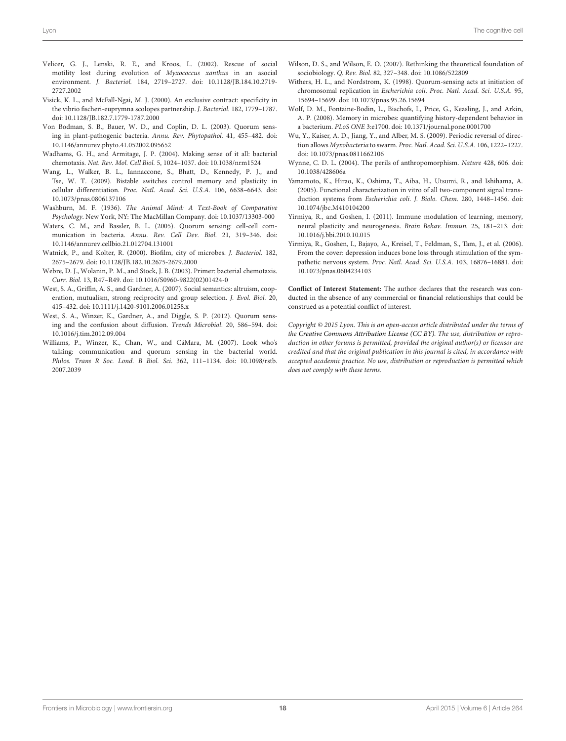Velicer, G. J., Lenski, R. E., and Kroos, L. (2002). Rescue of social motility lost during evolution of *Myxococcus xanthus* in an asocial environment. *J. Bacteriol.* 184, 2719–2727. doi: 10.1128/JB.184.10.2719-2727.2002

Visick, K. L., and McFall-Ngai, M. J. (2000). An exclusive contract: specificity in the vibrio fischeri-euprymna scolopes partnership. *J. Bacteriol.* 182, 1779–1787. doi: 10.1128/JB.182.7.1779-1787.2000

Von Bodman, S. B., Bauer, W. D., and Coplin, D. L. (2003). Quorum sensing in plant-pathogenic bacteria. *Annu. Rev. Phytopathol.* 41, 455–482. doi: 10.1146/annurev.phyto.41.052002.095652

Wadhams, G. H., and Armitage, J. P. (2004). Making sense of it all: bacterial chemotaxis. *Nat. Rev. Mol. Cell Biol.* 5, 1024–1037. doi: 10.1038/nrm1524

Wang, L., Walker, B. L., Iannaccone, S., Bhatt, D., Kennedy, P. J., and Tse, W. T. (2009). Bistable switches control memory and plasticity in cellular differentiation. *Proc. Natl. Acad. Sci. U.S.A.* 106, 6638–6643. doi: 10.1073/pnas.0806137106

Washburn, M. F. (1936). *The Animal Mind: A Text-Book of Comparative Psychology*. New York, NY: The MacMillan Company. doi: 10.1037/13303-000

Waters, C. M., and Bassler, B. L. (2005). Quorum sensing: cell-cell communication in bacteria. *Annu. Rev. Cell Dev. Biol.* 21, 319–346. doi: 10.1146/annurev.cellbio.21.012704.131001

Watnick, P., and Kolter, R. (2000). Biofilm, city of microbes. *J. Bacteriol.* 182, 2675–2679. doi: 10.1128/JB.182.10.2675-2679.2000

Webre, D. J., Wolanin, P. M., and Stock, J. B. (2003). Primer: bacterial chemotaxis. *Curr. Biol.* 13, R47–R49. doi: 10.1016/S0960-9822(02)01424-0

West, S. A., Griffin, A. S., and Gardner, A. (2007). Social semantics: altruism, cooperation, mutualism, strong reciprocity and group selection. *J. Evol. Biol.* 20, 415–432. doi: 10.1111/j.1420-9101.2006.01258.x

West, S. A., Winzer, K., Gardner, A., and Diggle, S. P. (2012). Quorum sensing and the confusion about diffusion. *Trends Microbiol*. 20, 586–594. doi: 10.1016/j.tim.2012.09.004

Williams, P., Winzer, K., Chan, W., and CáMara, M. (2007). Look who's talking: communication and quorum sensing in the bacterial world. *Philos. Trans R Soc. Lond. B Biol. Sci*. 362, 111–1134. doi: 10.1098/rstb.2007.2039

Wilson, D. S., and Wilson, E. O. (2007). Rethinking the theoretical foundation of sociobiology. *Q. Rev. Biol.* 82, 327–348. doi: 10.1086/522809

Withers, H. L., and Nordstrom, K. (1998). Quorum-sensing acts at initiation of chromosomal replication in *Escherichia coli*. *Proc. Natl. Acad. Sci. U.S.A.* 95, 15694–15699. doi: 10.1073/pnas.95.26.15694

Wolf, D. M., Fontaine-Bodin, L., Bischofs, I., Price, G., Keasling, J., and Arkin, A. P. (2008). Memory in microbes: quantifying history-dependent behavior in a bacterium. *PLoS ONE* 3:e1700. doi: 10.1371/journal.pone.0001700

Wu, Y., Kaiser, A. D., Jiang, Y., and Alber, M. S. (2009). Periodic reversal of direction allows *Myxobacteria* to swarm. *Proc. Natl. Acad. Sci. U.S.A.* 106, 1222–1227. doi: 10.1073/pnas.0811662106

Wynne, C. D. L. (2004). The perils of anthropomorphism. *Nature* 428, 606. doi: 10.1038/428606a

Yamamoto, K., Hirao, K., Oshima, T., Aiba, H., Utsumi, R., and Ishihama, A. (2005). Functional characterization in vitro of all two-component signal transduction systems from *Escherichia coli*. *J. Biolo. Chem.* 280, 1448–1456. doi: 10.1074/jbc.M410104200

Yirmiya, R., and Goshen, I. (2011). Immune modulation of learning, memory, neural plasticity and neurogenesis. *Brain Behav. Immun.* 25, 181–213. doi: 10.1016/j.bbi.2010.10.015

Yirmiya, R., Goshen, I., Bajayo, A., Kreisel, T., Feldman, S., Tam, J., et al. (2006). From the cover: depression induces bone loss through stimulation of the sympathetic nervous system. *Proc. Natl. Acad. Sci. U.S.A.* 103, 16876–16881. doi: 10.1073/pnas.0604234103

**Conflict of Interest Statement:** The author declares that the research was conducted in the absence of any commercial or financial relationships that could be construed as a potential conflict of interest.

*Copyright © 2015 Lyon. This is an open-access article distributed under the terms of the Creative Commons Attribution License (CC BY). The use, distribution or reproduction in other forums is permitted, provided the original author(s) or licensor are credited and that the original publication in this journal is cited, in accordance with accepted academic practice. No use, distribution or reproduction is permitted which does not comply with these terms.*